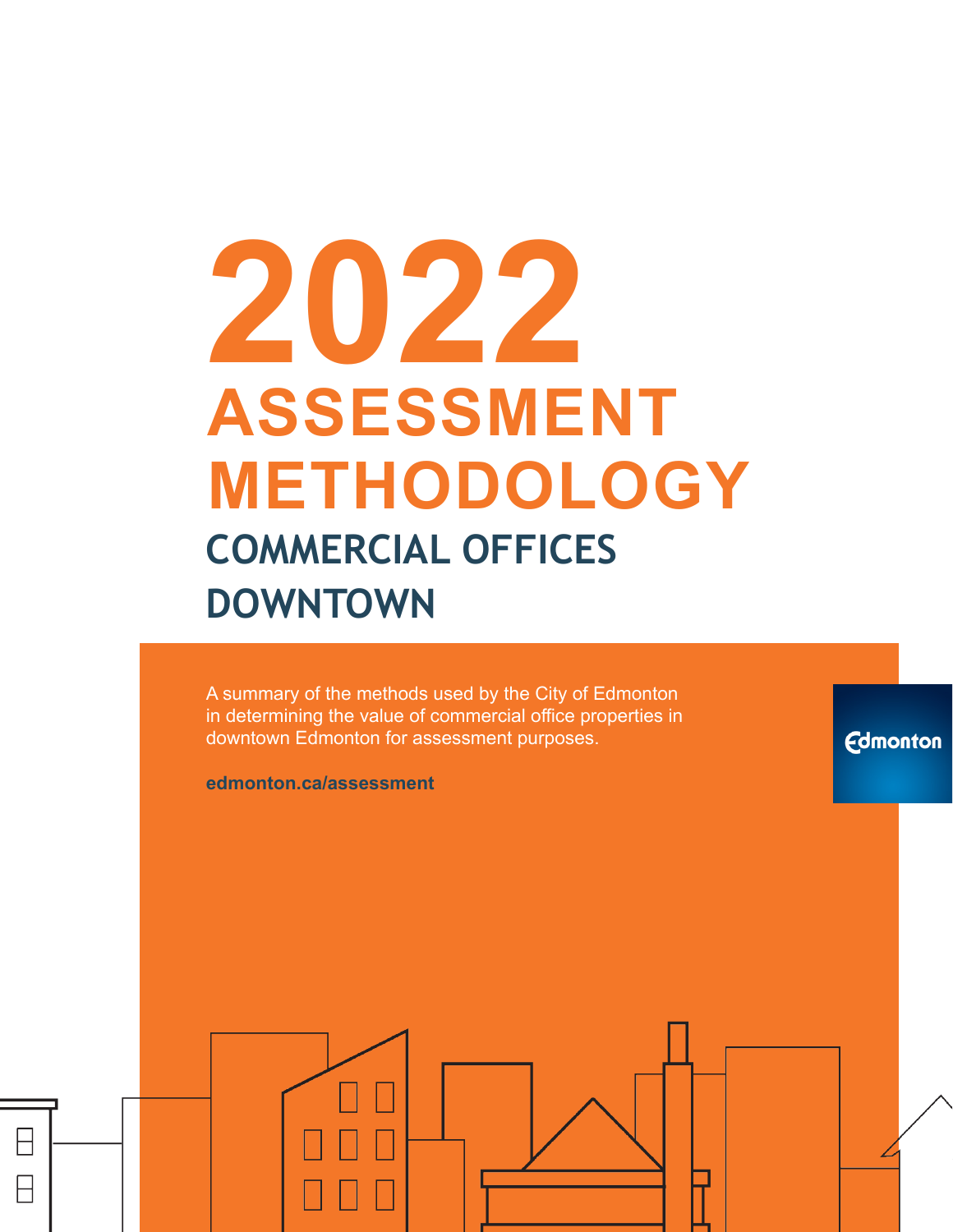# 2022 ASSESSMENT METHODOLOGY

## COMMERCIAL OFFICES DOWNTOWN

A summary of the methods used by the City of Edmonton in determining the value of commercial office properties in downtown Edmonton for assessment purposes.

**edmonton.ca/assessment**

Edmonton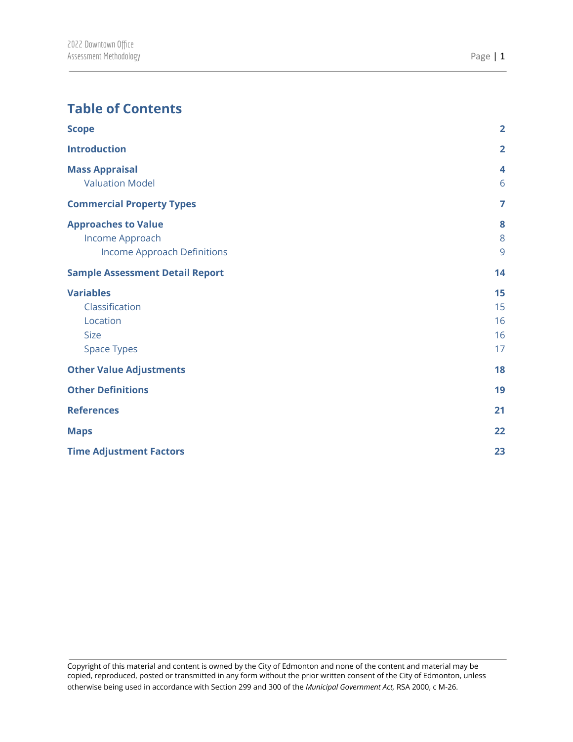# Table of Contents

| | |
|---|---|
| **Scope** | **2** |
| **Introduction** | **2** |
| **Mass Appraisal** | **4** |
| Valuation Model | 6 |
| **Commercial Property Types** | **7** |
| **Approaches to Value** | **8** |
| Income Approach | 8 |
| Income Approach Definitions | 9 |
| **Sample Assessment Detail Report** | **14** |
| **Variables** | **15** |
| Classification | 15 |
| Location | 16 |
| Size | 16 |
| Space Types | 17 |
| **Other Value Adjustments** | **18** |
| **Other Definitions** | **19** |
| **References** | **21** |
| **Maps** | **22** |
| **Time Adjustment Factors** | **23** |

Copyright of this material and content is owned by the City of Edmonton and none of the content and material may be copied, reproduced, posted or transmitted in any form without the prior written consent of the City of Edmonton, unless otherwise being used in accordance with Section 299 and 300 of the *Municipal Government Act,* RSA 2000, c M-26.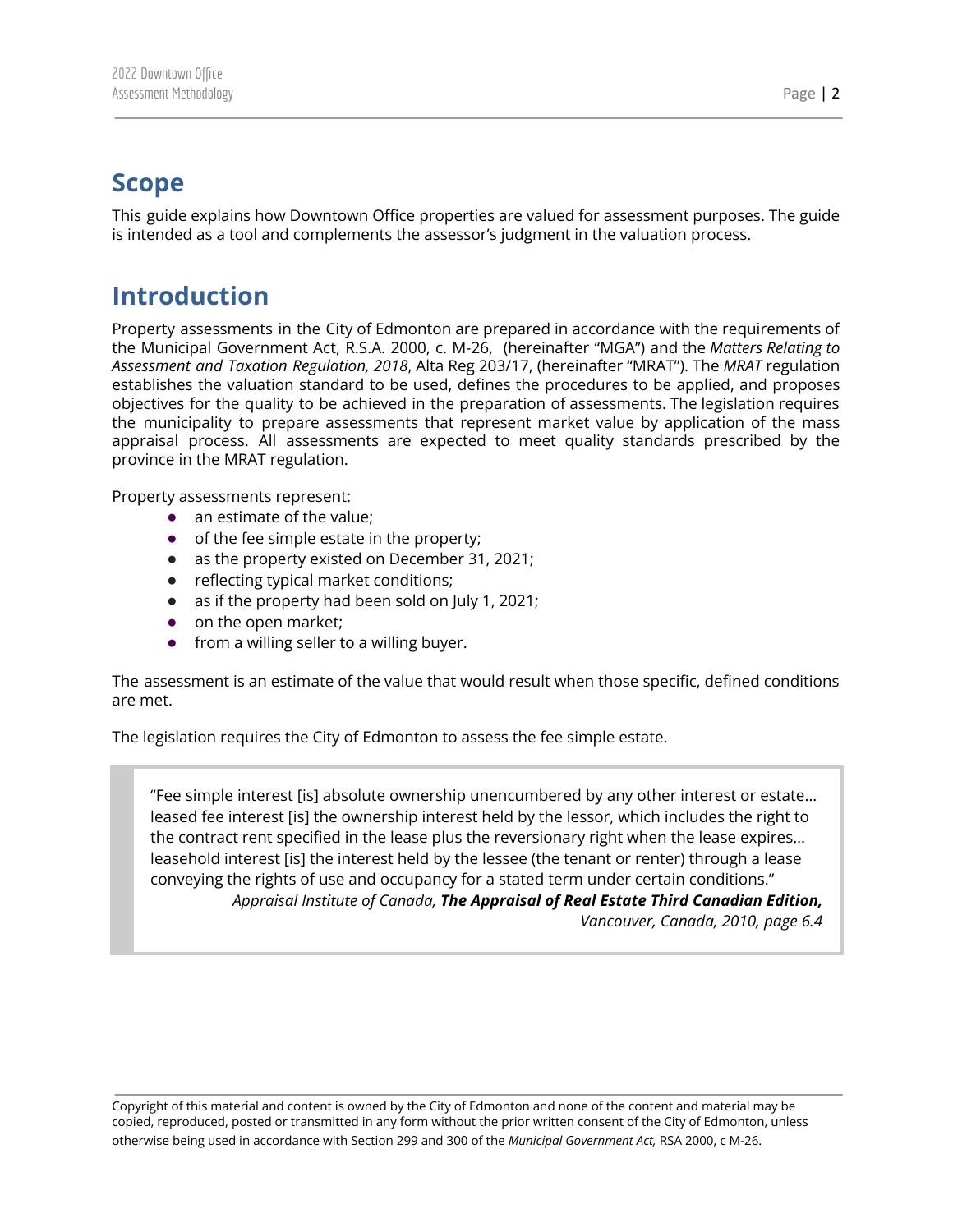## Scope

This guide explains how Downtown Office properties are valued for assessment purposes. The guide is intended as a tool and complements the assessor's judgment in the valuation process.

## Introduction

Property assessments in the City of Edmonton are prepared in accordance with the requirements of the Municipal Government Act, R.S.A. 2000, c. M-26, (hereinafter "MGA") and the *Matters Relating to Assessment and Taxation Regulation, 2018*, Alta Reg 203/17, (hereinafter "MRAT"). The *MRAT* regulation establishes the valuation standard to be used, defines the procedures to be applied, and proposes objectives for the quality to be achieved in the preparation of assessments. The legislation requires the municipality to prepare assessments that represent market value by application of the mass appraisal process. All assessments are expected to meet quality standards prescribed by the province in the MRAT regulation.

Property assessments represent:

- an estimate of the value;
- of the fee simple estate in the property;
- as the property existed on December 31, 2021;
- reflecting typical market conditions;
- as if the property had been sold on July 1, 2021;
- on the open market;
- from a willing seller to a willing buyer.

The assessment is an estimate of the value that would result when those specific, defined conditions are met.

The legislation requires the City of Edmonton to assess the fee simple estate.

> "Fee simple interest [is] absolute ownership unencumbered by any other interest or estate… leased fee interest [is] the ownership interest held by the lessor, which includes the right to the contract rent specified in the lease plus the reversionary right when the lease expires… leasehold interest [is] the interest held by the lessee (the tenant or renter) through a lease conveying the rights of use and occupancy for a stated term under certain conditions."
>
> *Appraisal Institute of Canada,* ***The Appraisal of Real Estate Third Canadian Edition,*** *Vancouver, Canada, 2010, page 6.4*

Copyright of this material and content is owned by the City of Edmonton and none of the content and material may be copied, reproduced, posted or transmitted in any form without the prior written consent of the City of Edmonton, unless otherwise being used in accordance with Section 299 and 300 of the *Municipal Government Act,* RSA 2000, c M-26.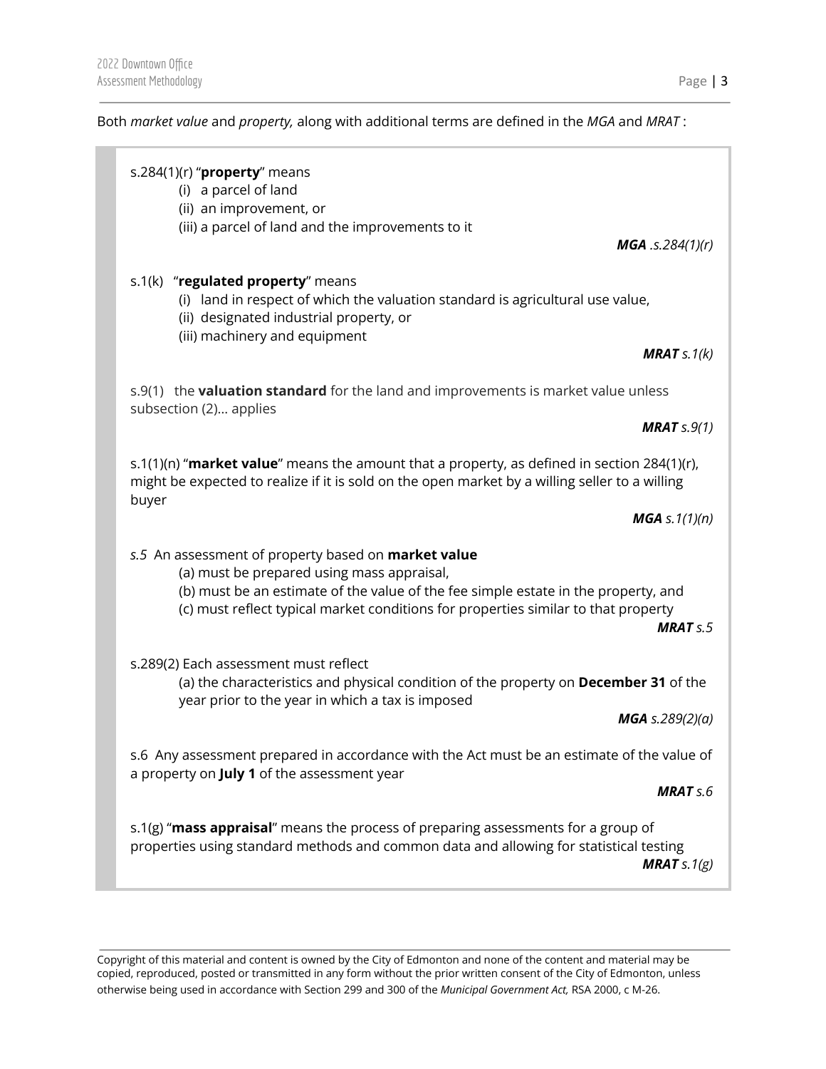Both *market value* and *property,* along with additional terms are defined in the *MGA* and *MRAT* :

s.284(1)(r) "**property**" means

(i) a parcel of land
(ii) an improvement, or
(iii) a parcel of land and the improvements to it

***MGA** .s.284(1)(r)*

s.1(k) "**regulated property**" means

(i) land in respect of which the valuation standard is agricultural use value,
(ii) designated industrial property, or
(iii) machinery and equipment

***MRAT** s.1(k)*

s.9(1) the **valuation standard** for the land and improvements is market value unless subsection (2)… applies

***MRAT** s.9(1)*

s.1(1)(n) "**market value**" means the amount that a property, as defined in section 284(1)(r), might be expected to realize if it is sold on the open market by a willing seller to a willing buyer

***MGA** s.1(1)(n)*

*s.5* An assessment of property based on **market value**

(a) must be prepared using mass appraisal,
(b) must be an estimate of the value of the fee simple estate in the property, and
(c) must reflect typical market conditions for properties similar to that property

***MRAT** s.5*

s.289(2) Each assessment must reflect

(a) the characteristics and physical condition of the property on **December 31** of the year prior to the year in which a tax is imposed

***MGA** s.289(2)(a)*

s.6 Any assessment prepared in accordance with the Act must be an estimate of the value of a property on **July 1** of the assessment year

***MRAT** s.6*

s.1(g) "**mass appraisal**" means the process of preparing assessments for a group of properties using standard methods and common data and allowing for statistical testing

***MRAT** s.1(g)*

Copyright of this material and content is owned by the City of Edmonton and none of the content and material may be copied, reproduced, posted or transmitted in any form without the prior written consent of the City of Edmonton, unless otherwise being used in accordance with Section 299 and 300 of the *Municipal Government Act,* RSA 2000, c M-26.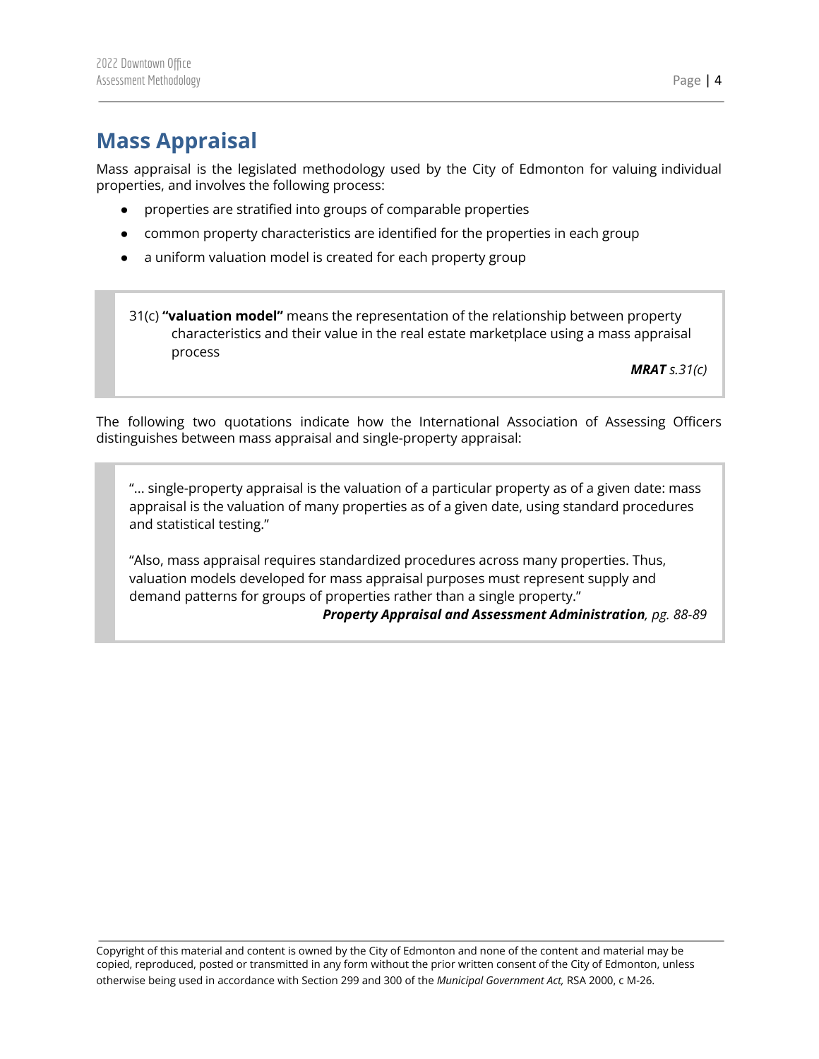# Mass Appraisal

Mass appraisal is the legislated methodology used by the City of Edmonton for valuing individual properties, and involves the following process:

- properties are stratified into groups of comparable properties
- common property characteristics are identified for the properties in each group
- a uniform valuation model is created for each property group

> 31(c) **"valuation model"** means the representation of the relationship between property characteristics and their value in the real estate marketplace using a mass appraisal process
>
> ***MRAT*** *s.31(c)*

The following two quotations indicate how the International Association of Assessing Officers distinguishes between mass appraisal and single-property appraisal:

> "… single-property appraisal is the valuation of a particular property as of a given date: mass appraisal is the valuation of many properties as of a given date, using standard procedures and statistical testing."
>
> "Also, mass appraisal requires standardized procedures across many properties. Thus, valuation models developed for mass appraisal purposes must represent supply and demand patterns for groups of properties rather than a single property."
>
> ***Property Appraisal and Assessment Administration****, pg. 88-89*

Copyright of this material and content is owned by the City of Edmonton and none of the content and material may be copied, reproduced, posted or transmitted in any form without the prior written consent of the City of Edmonton, unless otherwise being used in accordance with Section 299 and 300 of the *Municipal Government Act,* RSA 2000, c M-26.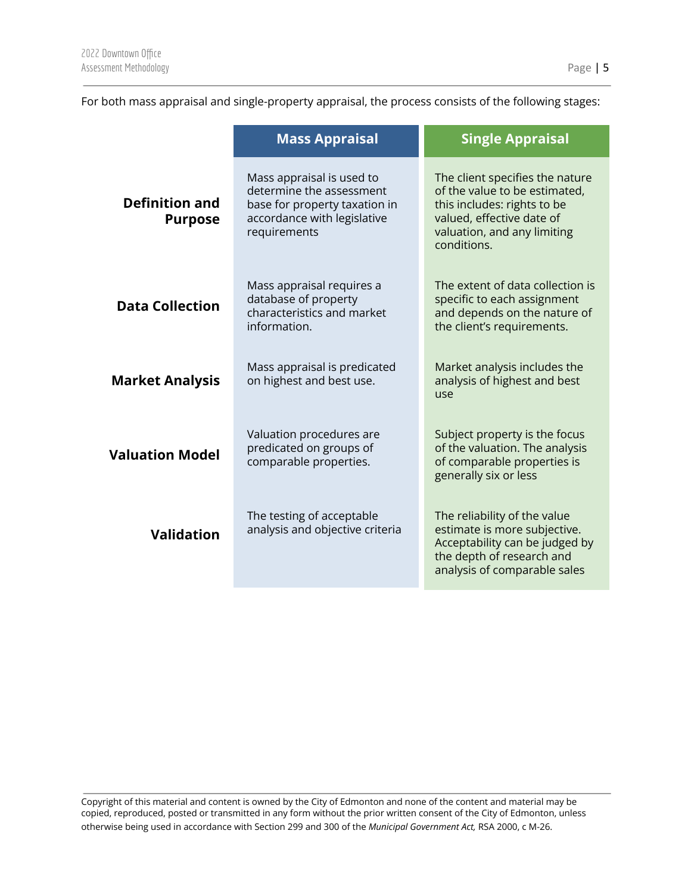For both mass appraisal and single-property appraisal, the process consists of the following stages:

| | Mass Appraisal | Single Appraisal |
|---|---|---|
| **Definition and Purpose** | Mass appraisal is used to determine the assessment base for property taxation in accordance with legislative requirements | The client specifies the nature of the value to be estimated, this includes: rights to be valued, effective date of valuation, and any limiting conditions. |
| **Data Collection** | Mass appraisal requires a database of property characteristics and market information. | The extent of data collection is specific to each assignment and depends on the nature of the client's requirements. |
| **Market Analysis** | Mass appraisal is predicated on highest and best use. | Market analysis includes the analysis of highest and best use |
| **Valuation Model** | Valuation procedures are predicated on groups of comparable properties. | Subject property is the focus of the valuation. The analysis of comparable properties is generally six or less |
| **Validation** | The testing of acceptable analysis and objective criteria | The reliability of the value estimate is more subjective. Acceptability can be judged by the depth of research and analysis of comparable sales |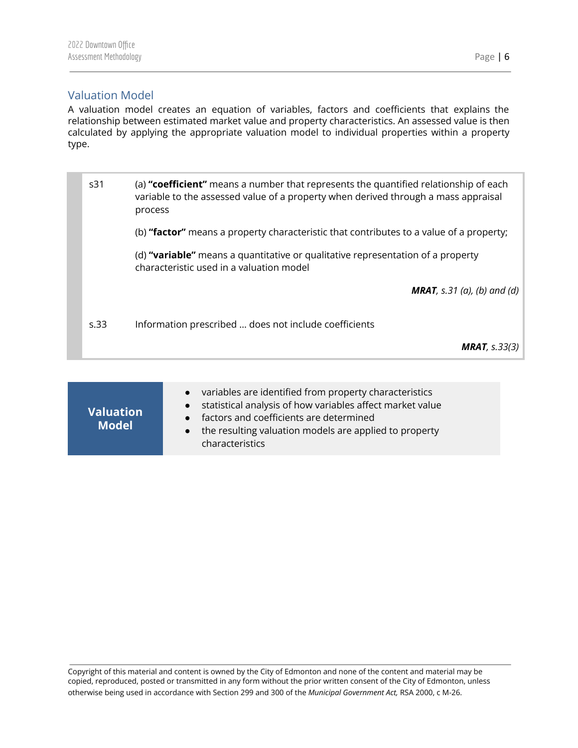## Valuation Model

A valuation model creates an equation of variables, factors and coefficients that explains the relationship between estimated market value and property characteristics. An assessed value is then calculated by applying the appropriate valuation model to individual properties within a property type.

| | |
|---|---|
| s31 | (a) **"coefficient"** means a number that represents the quantified relationship of each variable to the assessed value of a property when derived through a mass appraisal process<br><br>(b) **"factor"** means a property characteristic that contributes to a value of a property;<br><br>(d) **"variable"** means a quantitative or qualitative representation of a property characteristic used in a valuation model<br><br>***MRAT**, s.31 (a), (b) and (d)* |
| s.33 | Information prescribed ... does not include coefficients<br><br>***MRAT**, s.33(3)* |

| **Valuation Model** | |
|---|---|
| | • variables are identified from property characteristics<br>• statistical analysis of how variables affect market value<br>• factors and coefficients are determined<br>• the resulting valuation models are applied to property characteristics |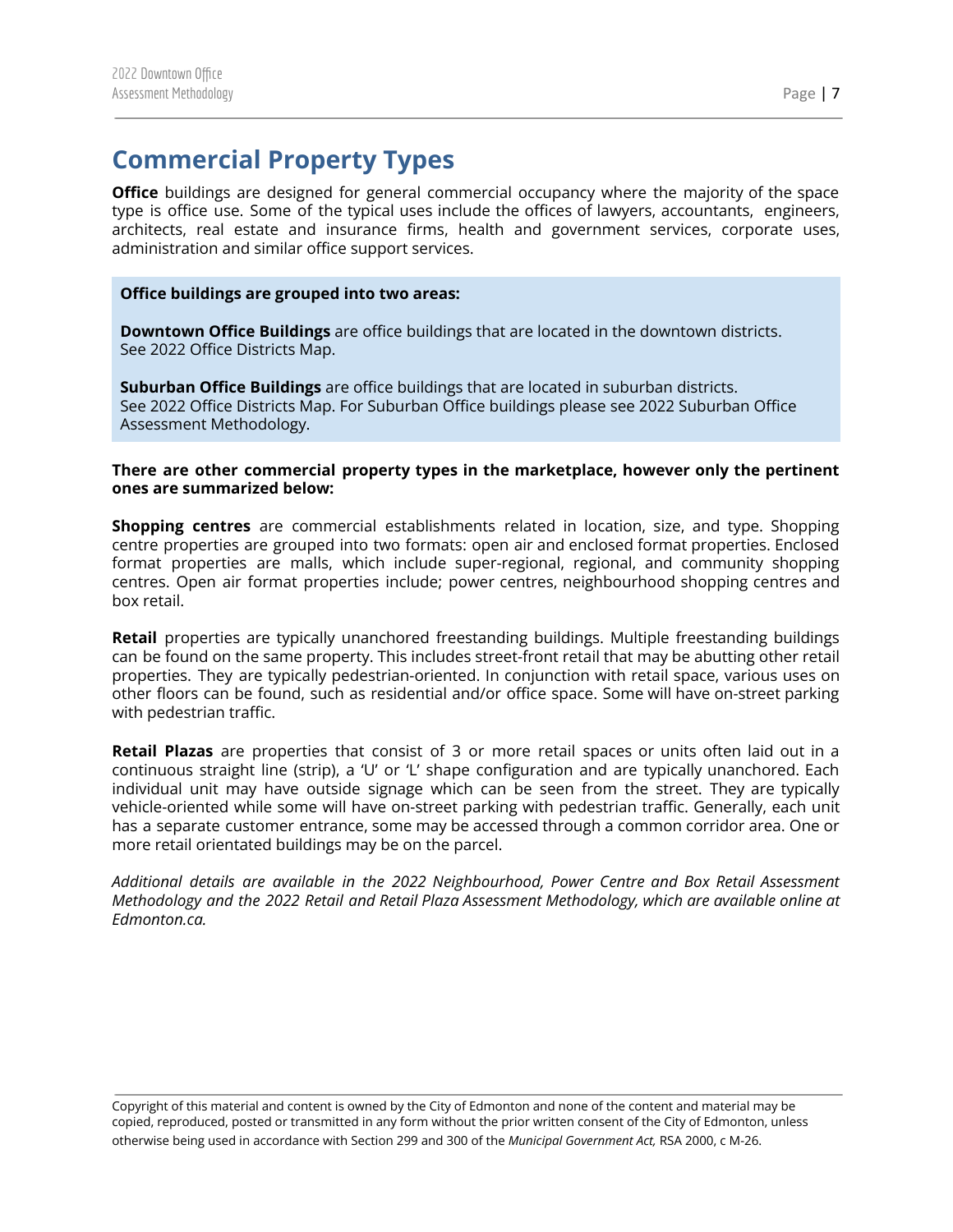# Commercial Property Types

**Office** buildings are designed for general commercial occupancy where the majority of the space type is office use. Some of the typical uses include the offices of lawyers, accountants, engineers, architects, real estate and insurance firms, health and government services, corporate uses, administration and similar office support services.

**Office buildings are grouped into two areas:**

**Downtown Office Buildings** are office buildings that are located in the downtown districts. See 2022 Office Districts Map.

**Suburban Office Buildings** are office buildings that are located in suburban districts. See 2022 Office Districts Map. For Suburban Office buildings please see 2022 Suburban Office Assessment Methodology.

**There are other commercial property types in the marketplace, however only the pertinent ones are summarized below:**

**Shopping centres** are commercial establishments related in location, size, and type. Shopping centre properties are grouped into two formats: open air and enclosed format properties. Enclosed format properties are malls, which include super-regional, regional, and community shopping centres. Open air format properties include; power centres, neighbourhood shopping centres and box retail.

**Retail** properties are typically unanchored freestanding buildings. Multiple freestanding buildings can be found on the same property. This includes street-front retail that may be abutting other retail properties. They are typically pedestrian-oriented. In conjunction with retail space, various uses on other floors can be found, such as residential and/or office space. Some will have on-street parking with pedestrian traffic.

**Retail Plazas** are properties that consist of 3 or more retail spaces or units often laid out in a continuous straight line (strip), a 'U' or 'L' shape configuration and are typically unanchored. Each individual unit may have outside signage which can be seen from the street. They are typically vehicle-oriented while some will have on-street parking with pedestrian traffic. Generally, each unit has a separate customer entrance, some may be accessed through a common corridor area. One or more retail orientated buildings may be on the parcel.

*Additional details are available in the 2022 Neighbourhood, Power Centre and Box Retail Assessment Methodology and the 2022 Retail and Retail Plaza Assessment Methodology, which are available online at Edmonton.ca.*

Copyright of this material and content is owned by the City of Edmonton and none of the content and material may be copied, reproduced, posted or transmitted in any form without the prior written consent of the City of Edmonton, unless otherwise being used in accordance with Section 299 and 300 of the *Municipal Government Act,* RSA 2000, c M-26.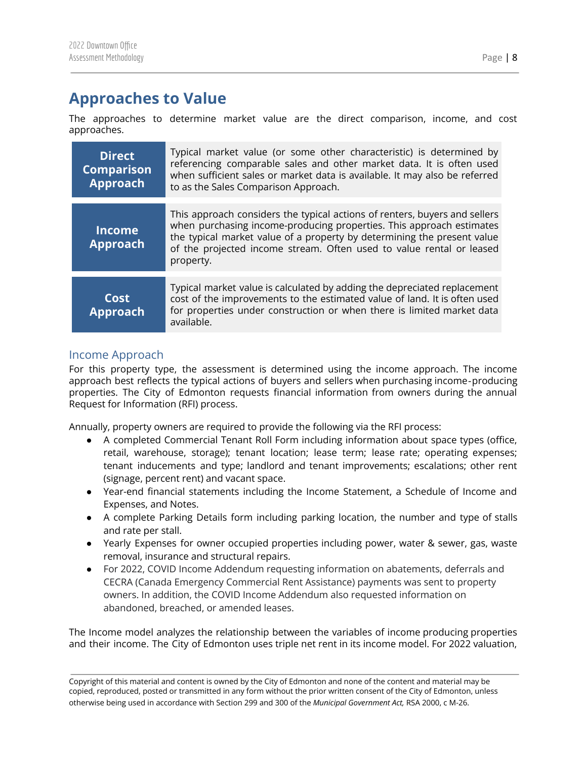# Approaches to Value

The approaches to determine market value are the direct comparison, income, and cost approaches.

| | |
|---|---|
| **Direct Comparison Approach** | Typical market value (or some other characteristic) is determined by referencing comparable sales and other market data. It is often used when sufficient sales or market data is available. It may also be referred to as the Sales Comparison Approach. |
| **Income Approach** | This approach considers the typical actions of renters, buyers and sellers when purchasing income-producing properties. This approach estimates the typical market value of a property by determining the present value of the projected income stream. Often used to value rental or leased property. |
| **Cost Approach** | Typical market value is calculated by adding the depreciated replacement cost of the improvements to the estimated value of land. It is often used for properties under construction or when there is limited market data available. |

## Income Approach

For this property type, the assessment is determined using the income approach. The income approach best reflects the typical actions of buyers and sellers when purchasing income-producing properties. The City of Edmonton requests financial information from owners during the annual Request for Information (RFI) process.

Annually, property owners are required to provide the following via the RFI process:

- A completed Commercial Tenant Roll Form including information about space types (office, retail, warehouse, storage); tenant location; lease term; lease rate; operating expenses; tenant inducements and type; landlord and tenant improvements; escalations; other rent (signage, percent rent) and vacant space.
- Year-end financial statements including the Income Statement, a Schedule of Income and Expenses, and Notes.
- A complete Parking Details form including parking location, the number and type of stalls and rate per stall.
- Yearly Expenses for owner occupied properties including power, water & sewer, gas, waste removal, insurance and structural repairs.
- For 2022, COVID Income Addendum requesting information on abatements, deferrals and CECRA (Canada Emergency Commercial Rent Assistance) payments was sent to property owners. In addition, the COVID Income Addendum also requested information on abandoned, breached, or amended leases.

The Income model analyzes the relationship between the variables of income producing properties and their income. The City of Edmonton uses triple net rent in its income model. For 2022 valuation,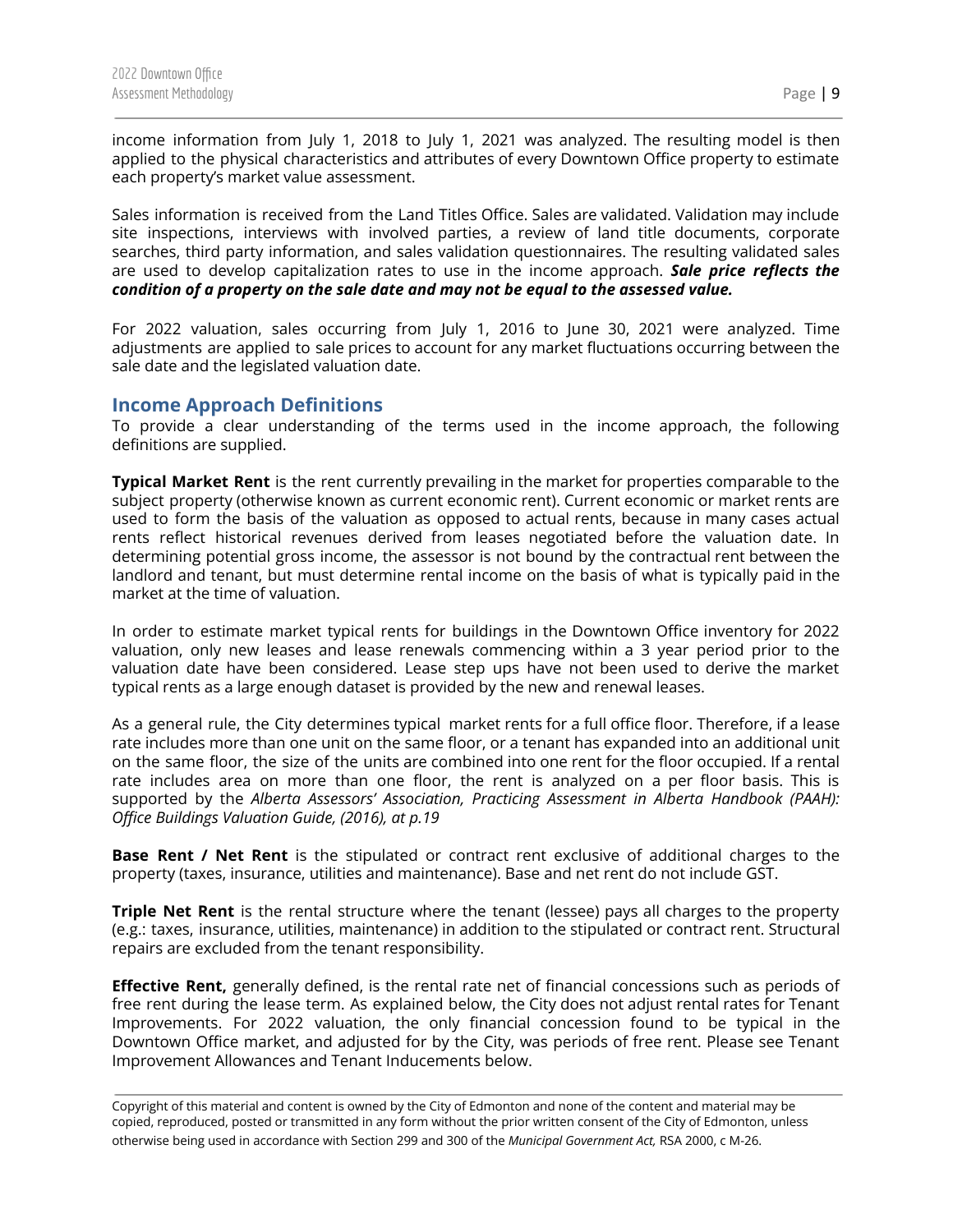income information from July 1, 2018 to July 1, 2021 was analyzed. The resulting model is then applied to the physical characteristics and attributes of every Downtown Office property to estimate each property's market value assessment.

Sales information is received from the Land Titles Office. Sales are validated. Validation may include site inspections, interviews with involved parties, a review of land title documents, corporate searches, third party information, and sales validation questionnaires. The resulting validated sales are used to develop capitalization rates to use in the income approach. ***Sale price reflects the condition of a property on the sale date and may not be equal to the assessed value.***

For 2022 valuation, sales occurring from July 1, 2016 to June 30, 2021 were analyzed. Time adjustments are applied to sale prices to account for any market fluctuations occurring between the sale date and the legislated valuation date.

## Income Approach Definitions

To provide a clear understanding of the terms used in the income approach, the following definitions are supplied.

**Typical Market Rent** is the rent currently prevailing in the market for properties comparable to the subject property (otherwise known as current economic rent). Current economic or market rents are used to form the basis of the valuation as opposed to actual rents, because in many cases actual rents reflect historical revenues derived from leases negotiated before the valuation date. In determining potential gross income, the assessor is not bound by the contractual rent between the landlord and tenant, but must determine rental income on the basis of what is typically paid in the market at the time of valuation.

In order to estimate market typical rents for buildings in the Downtown Office inventory for 2022 valuation, only new leases and lease renewals commencing within a 3 year period prior to the valuation date have been considered. Lease step ups have not been used to derive the market typical rents as a large enough dataset is provided by the new and renewal leases.

As a general rule, the City determines typical market rents for a full office floor. Therefore, if a lease rate includes more than one unit on the same floor, or a tenant has expanded into an additional unit on the same floor, the size of the units are combined into one rent for the floor occupied. If a rental rate includes area on more than one floor, the rent is analyzed on a per floor basis. This is supported by the *Alberta Assessors' Association, Practicing Assessment in Alberta Handbook (PAAH): Office Buildings Valuation Guide, (2016), at p.19*

**Base Rent / Net Rent** is the stipulated or contract rent exclusive of additional charges to the property (taxes, insurance, utilities and maintenance). Base and net rent do not include GST.

**Triple Net Rent** is the rental structure where the tenant (lessee) pays all charges to the property (e.g.: taxes, insurance, utilities, maintenance) in addition to the stipulated or contract rent. Structural repairs are excluded from the tenant responsibility.

**Effective Rent,** generally defined, is the rental rate net of financial concessions such as periods of free rent during the lease term. As explained below, the City does not adjust rental rates for Tenant Improvements. For 2022 valuation, the only financial concession found to be typical in the Downtown Office market, and adjusted for by the City, was periods of free rent. Please see Tenant Improvement Allowances and Tenant Inducements below.

Copyright of this material and content is owned by the City of Edmonton and none of the content and material may be copied, reproduced, posted or transmitted in any form without the prior written consent of the City of Edmonton, unless otherwise being used in accordance with Section 299 and 300 of the *Municipal Government Act,* RSA 2000, c M-26.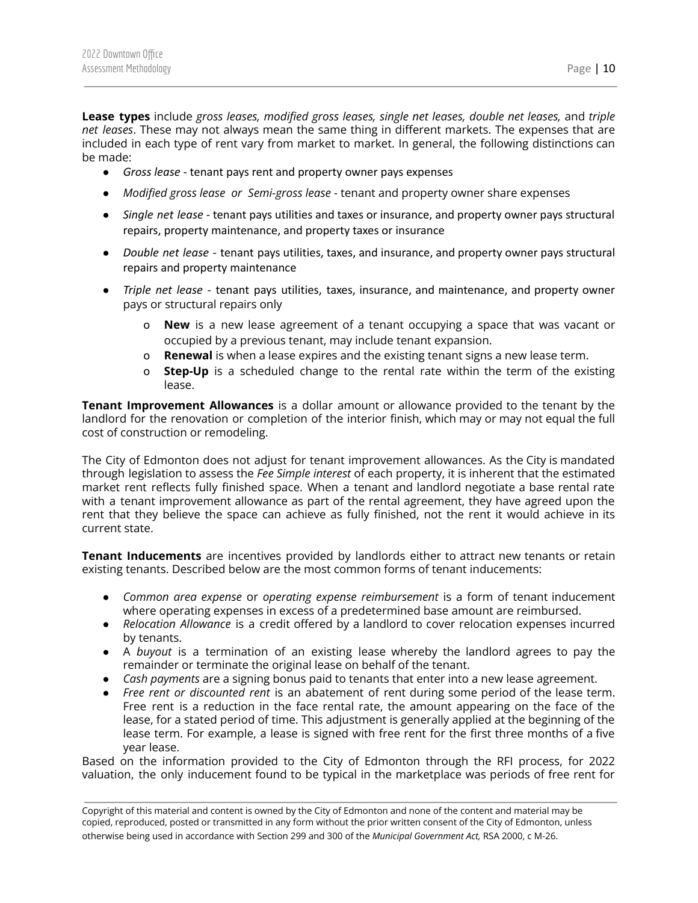**Lease types** include *gross leases, modified gross leases, single net leases, double net leases,* and *triple net leases*. These may not always mean the same thing in different markets. The expenses that are included in each type of rent vary from market to market. In general, the following distinctions can be made:

- *Gross lease* - tenant pays rent and property owner pays expenses
- *Modified gross lease or Semi-gross lease* - tenant and property owner share expenses
- *Single net lease* - tenant pays utilities and taxes or insurance, and property owner pays structural repairs, property maintenance, and property taxes or insurance
- *Double net lease* - tenant pays utilities, taxes, and insurance, and property owner pays structural repairs and property maintenance
- *Triple net lease* - tenant pays utilities, taxes, insurance, and maintenance, and property owner pays or structural repairs only
    - **New** is a new lease agreement of a tenant occupying a space that was vacant or occupied by a previous tenant, may include tenant expansion.
    - **Renewal** is when a lease expires and the existing tenant signs a new lease term.
    - **Step-Up** is a scheduled change to the rental rate within the term of the existing lease.

**Tenant Improvement Allowances** is a dollar amount or allowance provided to the tenant by the landlord for the renovation or completion of the interior finish, which may or may not equal the full cost of construction or remodeling.

The City of Edmonton does not adjust for tenant improvement allowances. As the City is mandated through legislation to assess the *Fee Simple interest* of each property, it is inherent that the estimated market rent reflects fully finished space. When a tenant and landlord negotiate a base rental rate with a tenant improvement allowance as part of the rental agreement, they have agreed upon the rent that they believe the space can achieve as fully finished, not the rent it would achieve in its current state.

**Tenant Inducements** are incentives provided by landlords either to attract new tenants or retain existing tenants. Described below are the most common forms of tenant inducements:

- *Common area expense* or *operating expense reimbursement* is a form of tenant inducement where operating expenses in excess of a predetermined base amount are reimbursed.
- *Relocation Allowance* is a credit offered by a landlord to cover relocation expenses incurred by tenants.
- A *buyout* is a termination of an existing lease whereby the landlord agrees to pay the remainder or terminate the original lease on behalf of the tenant.
- *Cash payments* are a signing bonus paid to tenants that enter into a new lease agreement.
- *Free rent or discounted rent* is an abatement of rent during some period of the lease term. Free rent is a reduction in the face rental rate, the amount appearing on the face of the lease, for a stated period of time. This adjustment is generally applied at the beginning of the lease term. For example, a lease is signed with free rent for the first three months of a five year lease.

Based on the information provided to the City of Edmonton through the RFI process, for 2022 valuation, the only inducement found to be typical in the marketplace was periods of free rent for

Copyright of this material and content is owned by the City of Edmonton and none of the content and material may be copied, reproduced, posted or transmitted in any form without the prior written consent of the City of Edmonton, unless otherwise being used in accordance with Section 299 and 300 of the *Municipal Government Act,* RSA 2000, c M-26.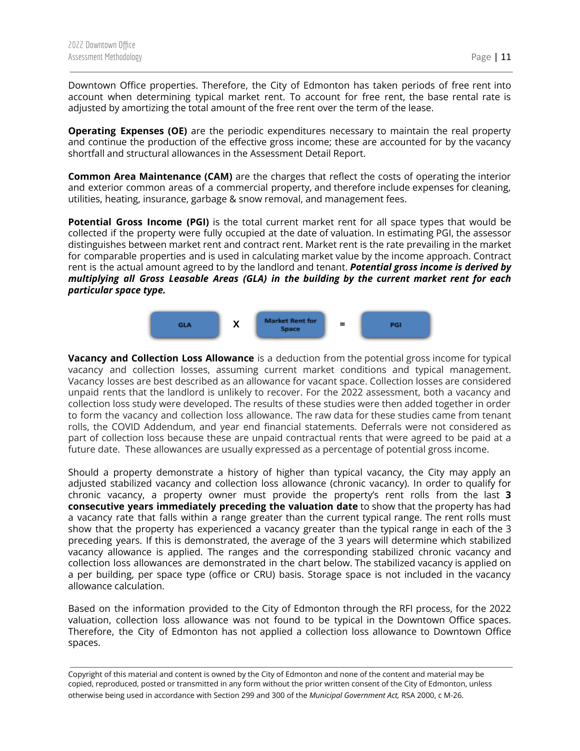Downtown Office properties. Therefore, the City of Edmonton has taken periods of free rent into account when determining typical market rent. To account for free rent, the base rental rate is adjusted by amortizing the total amount of the free rent over the term of the lease.

**Operating Expenses (OE)** are the periodic expenditures necessary to maintain the real property and continue the production of the effective gross income; these are accounted for by the vacancy shortfall and structural allowances in the Assessment Detail Report.

**Common Area Maintenance (CAM)** are the charges that reflect the costs of operating the interior and exterior common areas of a commercial property, and therefore include expenses for cleaning, utilities, heating, insurance, garbage & snow removal, and management fees.

**Potential Gross Income (PGI)** is the total current market rent for all space types that would be collected if the property were fully occupied at the date of valuation. In estimating PGI, the assessor distinguishes between market rent and contract rent. Market rent is the rate prevailing in the market for comparable properties and is used in calculating market value by the income approach. Contract rent is the actual amount agreed to by the landlord and tenant. ***Potential gross income is derived by multiplying all Gross Leasable Areas (GLA) in the building by the current market rent for each particular space type.***

GLA X Market Rent for Space = PGI

**Vacancy and Collection Loss Allowance** is a deduction from the potential gross income for typical vacancy and collection losses, assuming current market conditions and typical management. Vacancy losses are best described as an allowance for vacant space. Collection losses are considered unpaid rents that the landlord is unlikely to recover. For the 2022 assessment, both a vacancy and collection loss study were developed. The results of these studies were then added together in order to form the vacancy and collection loss allowance. The raw data for these studies came from tenant rolls, the COVID Addendum, and year end financial statements. Deferrals were not considered as part of collection loss because these are unpaid contractual rents that were agreed to be paid at a future date. These allowances are usually expressed as a percentage of potential gross income.

Should a property demonstrate a history of higher than typical vacancy, the City may apply an adjusted stabilized vacancy and collection loss allowance (chronic vacancy). In order to qualify for chronic vacancy, a property owner must provide the property's rent rolls from the last **3 consecutive years immediately preceding the valuation date** to show that the property has had a vacancy rate that falls within a range greater than the current typical range. The rent rolls must show that the property has experienced a vacancy greater than the typical range in each of the 3 preceding years. If this is demonstrated, the average of the 3 years will determine which stabilized vacancy allowance is applied. The ranges and the corresponding stabilized chronic vacancy and collection loss allowances are demonstrated in the chart below. The stabilized vacancy is applied on a per building, per space type (office or CRU) basis. Storage space is not included in the vacancy allowance calculation.

Based on the information provided to the City of Edmonton through the RFI process, for the 2022 valuation, collection loss allowance was not found to be typical in the Downtown Office spaces. Therefore, the City of Edmonton has not applied a collection loss allowance to Downtown Office spaces.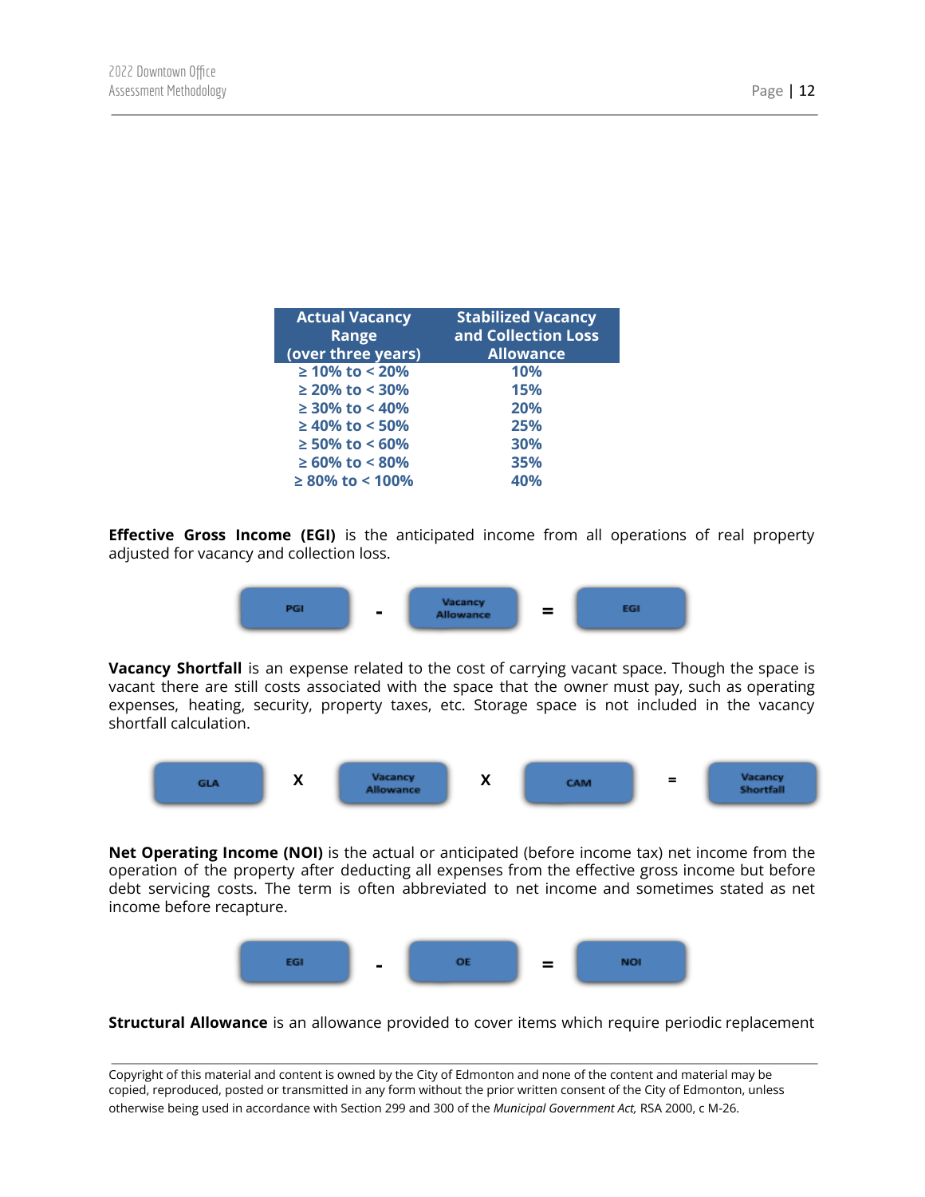| Actual Vacancy Range (over three years) | Stabilized Vacancy and Collection Loss Allowance |
|---|---|
| ≥ 10% to < 20% | 10% |
| ≥ 20% to < 30% | 15% |
| ≥ 30% to < 40% | 20% |
| ≥ 40% to < 50% | 25% |
| ≥ 50% to < 60% | 30% |
| ≥ 60% to < 80% | 35% |
| ≥ 80% to < 100% | 40% |

**Effective Gross Income (EGI)** is the anticipated income from all operations of real property adjusted for vacancy and collection loss.

PGI - Vacancy Allowance = EGI

**Vacancy Shortfall** is an expense related to the cost of carrying vacant space. Though the space is vacant there are still costs associated with the space that the owner must pay, such as operating expenses, heating, security, property taxes, etc. Storage space is not included in the vacancy shortfall calculation.

GLA X Vacancy Allowance X CAM = Vacancy Shortfall

**Net Operating Income (NOI)** is the actual or anticipated (before income tax) net income from the operation of the property after deducting all expenses from the effective gross income but before debt servicing costs. The term is often abbreviated to net income and sometimes stated as net income before recapture.

EGI - OE = NOI

**Structural Allowance** is an allowance provided to cover items which require periodic replacement

Copyright of this material and content is owned by the City of Edmonton and none of the content and material may be copied, reproduced, posted or transmitted in any form without the prior written consent of the City of Edmonton, unless otherwise being used in accordance with Section 299 and 300 of the *Municipal Government Act,* RSA 2000, c M-26.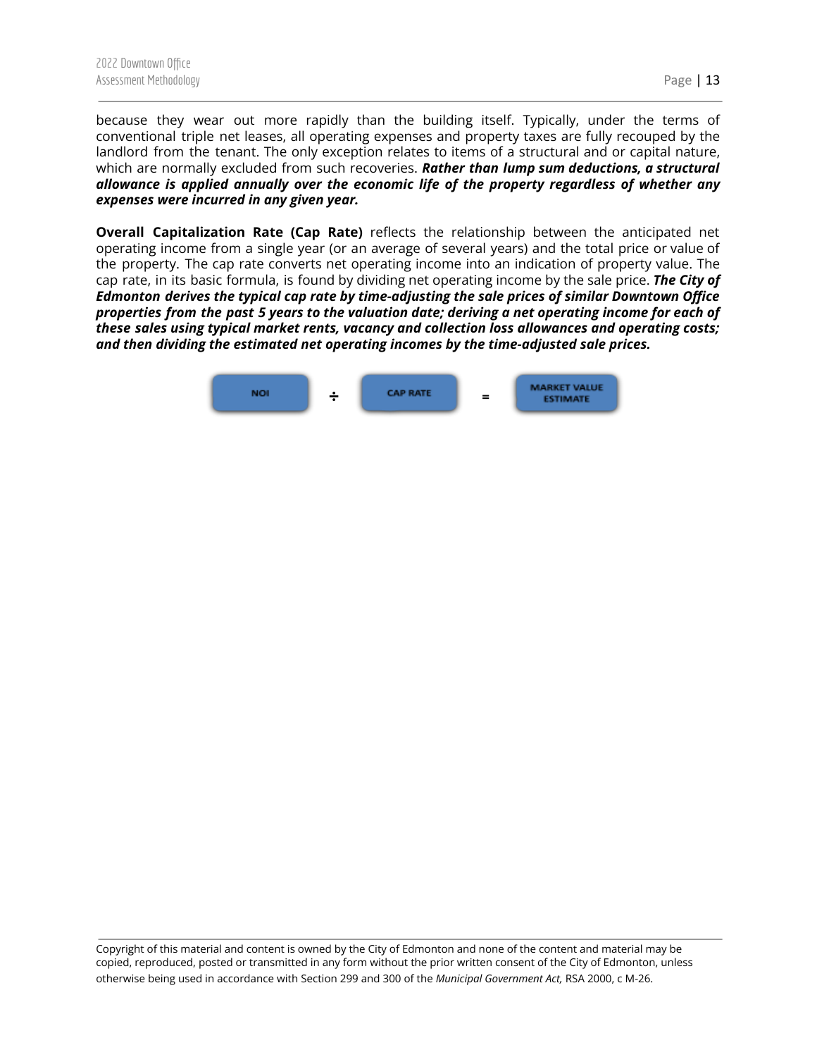because they wear out more rapidly than the building itself. Typically, under the terms of conventional triple net leases, all operating expenses and property taxes are fully recouped by the landlord from the tenant. The only exception relates to items of a structural and or capital nature, which are normally excluded from such recoveries. ***Rather than lump sum deductions, a structural allowance is applied annually over the economic life of the property regardless of whether any expenses were incurred in any given year.***

**Overall Capitalization Rate (Cap Rate)** reflects the relationship between the anticipated net operating income from a single year (or an average of several years) and the total price or value of the property. The cap rate converts net operating income into an indication of property value. The cap rate, in its basic formula, is found by dividing net operating income by the sale price. ***The City of Edmonton derives the typical cap rate by time-adjusting the sale prices of similar Downtown Office properties from the past 5 years to the valuation date; deriving a net operating income for each of these sales using typical market rents, vacancy and collection loss allowances and operating costs; and then dividing the estimated net operating incomes by the time-adjusted sale prices.***

NOI ÷ CAP RATE = MARKET VALUE ESTIMATE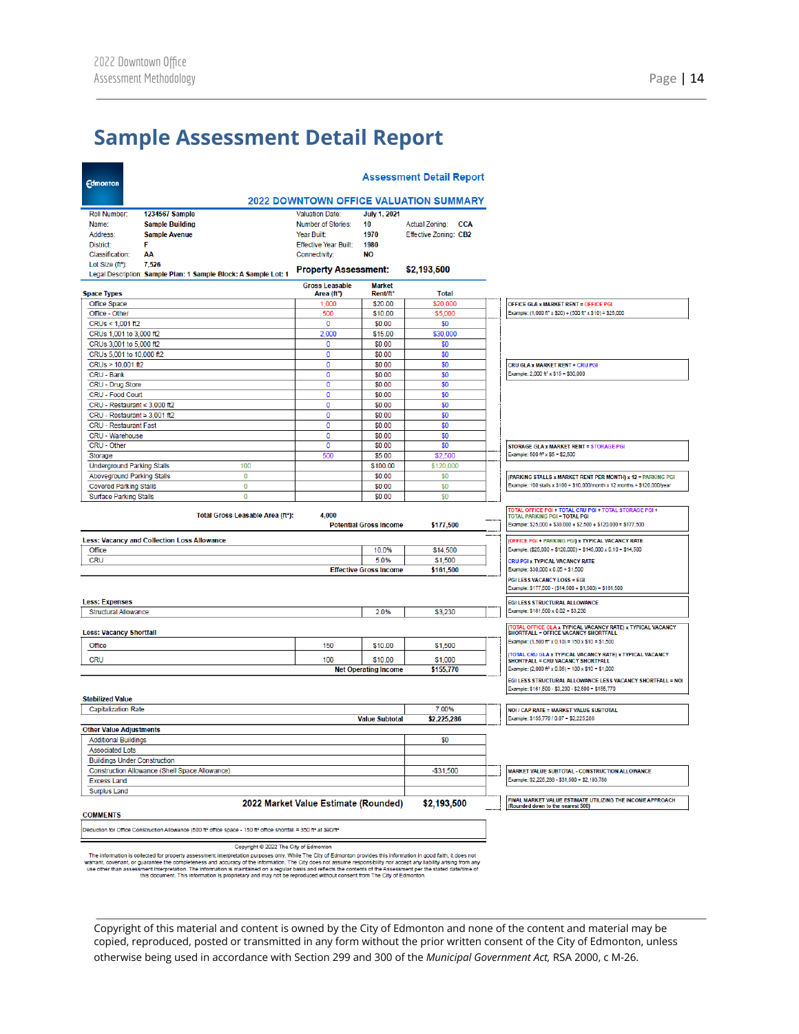# Sample Assessment Detail Report

## Assessment Detail Report

### 2022 DOWNTOWN OFFICE VALUATION SUMMARY

| | | | |
|---|---|---|---|
| Roll Number: | 1234567 Sample | Valuation Date: | July 1, 2021 |
| Name: | Sample Building | Number of Stories: | 10 |
| Address: | Sample Avenue | Year Built: | 1970 |
| District: | F | Effective Year Built: | 1980 |
| Classification: | AA | Connectivity: | NO |
| Lot Size (ft²): | 7,526 | | |

Actual Zoning: **CCA**
Effective Zoning: **CB2**

Legal Description: **Sample Plan: 1 Sample Block: A Sample Lot: 1**

**Property Assessment: $2,193,500**

| Space Types | | Gross Leasable Area (ft²) | Market Rent/ft² | Total | Notes |
|---|---|---|---|---|---|
| Office Space | | 1,000 | $20.00 | $20,000 | OFFICE GLA x MARKET RENT = OFFICE PGI<br>Example: (1,000 ft² x $20) + (500 ft² x $10) = $25,000 |
| Office - Other | | 500 | $10.00 | $5,000 | |
| CRUs < 1,001 ft2 | | 0 | $0.00 | $0 | |
| CRUs 1,001 to 3,000 ft2 | | 2,000 | $15.00 | $30,000 | |
| CRUs 3,001 to 5,000 ft2 | | 0 | $0.00 | $0 | |
| CRUs 5,001 to 10,000 ft2 | | 0 | $0.00 | $0 | |
| CRUs > 10,001 ft2 | | 0 | $0.00 | $0 | CRU GLA x MARKET RENT = CRU PGI<br>Example: 2,000 ft² x $15 = $30,000 |
| CRU - Bank | | 0 | $0.00 | $0 | |
| CRU - Drug Store | | 0 | $0.00 | $0 | |
| CRU - Food Court | | 0 | $0.00 | $0 | |
| CRU - Restaurant ≤ 3,000 ft2 | | 0 | $0.00 | $0 | |
| CRU - Restaurant ≥ 3,001 ft2 | | 0 | $0.00 | $0 | |
| CRU - Restaurant Fast | | 0 | $0.00 | $0 | |
| CRU - Warehouse | | 0 | $0.00 | $0 | |
| CRU - Other | | 0 | $0.00 | $0 | |
| Storage | | 500 | $5.00 | $2,500 | STORAGE GLA x MARKET RENT = STORAGE PGI<br>Example: 500 ft² x $5 = $2,500 |
| Underground Parking Stalls | 100 | | $100.00 | $120,000 | |
| Aboveground Parking Stalls | 0 | | $0.00 | $0 | (PARKING STALLS x MARKET RENT PER MONTH) x 12 = PARKING PGI<br>Example: 100 stalls x $100 = $10,000/month x 12 months = $120,000/year |
| Covered Parking Stalls | 0 | | $0.00 | $0 | |
| Surface Parking Stalls | 0 | | $0.00 | $0 | |

| | | | |
|---|---|---|---|
| Total Gross Leasable Area (ft²): | 4,000 | | |
| | | Potential Gross Income | $177,500 | TOTAL OFFICE PGI + TOTAL CRU PGI + TOTAL STORAGE PGI + TOTAL PARKING PGI = TOTAL PGI<br>Example: $25,000 + $30,000 + $2,500 + $120,000 = $177,500 |

| Less: Vacancy and Collection Loss Allowance | Rate | Total | Notes |
|---|---|---|---|
| Office | 10.0% | $14,500 | (OFFICE PGI + PARKING PGI) x TYPICAL VACANCY RATE<br>Example: ($25,000 + $120,000) = $145,000 x 0.10 = $14,500 |
| CRU | 5.0% | $1,500 | CRU PGI x TYPICAL VACANCY RATE<br>Example: $30,000 x 0.05 = $1,500 |
| Effective Gross Income | | $161,500 | PGI LESS VACANCY LOSS = EGI<br>Example: $177,500 - ($14,500 + $1,500) = $161,500 |

| Less: Expenses | Rate | Total | Notes |
|---|---|---|---|
| Structural Allowance | 2.0% | $3,230 | EGI LESS STRUCTURAL ALLOWANCE<br>Example: $161,500 x 0.02 = $3,230 |

| Less: Vacancy Shortfall | | | | Notes |
|---|---|---|---|---|
| Office | 150 | $10.00 | $1,500 | (TOTAL OFFICE GLA x TYPICAL VACANCY RATE) x TYPICAL VACANCY SHORTFALL = OFFICE VACANCY SHORTFALL<br>Example: (1,500 ft² x 0.10) = 150 x $10 = $1,500 |
| CRU | 100 | $10.00 | $1,000 | (TOTAL CRU GLA x TYPICAL VACANCY RATE) x TYPICAL VACANCY SHORTFALL = CRU VACANCY SHORTFALL<br>Example: (2,000 ft² x 0.05) = 100 x $10 = $1,000 |
| | | Net Operating Income | $155,770 | EGI LESS STRUCTURAL ALLOWANCE LESS VACANCY SHORTFALL = NOI<br>Example: $161,500 - $3,230 - $2,500 = $155,770 |

| Stabilized Value | | | Notes |
|---|---|---|---|
| Capitalization Rate | | 7.00% | NOI / CAP RATE = MARKET VALUE SUBTOTAL<br>Example: $155,770 / 0.07 = $2,225,286 |
| | Value Subtotal | $2,225,286 | |

| Other Value Adjustments | | Notes |
|---|---|---|
| Additional Buildings | $0 | |
| Associated Lots | | |
| Buildings Under Construction | | |
| Construction Allowance (Shell Space Allowance) | -$31,500 | MARKET VALUE SUBTOTAL - CONSTRUCTION ALLOWANCE<br>Example: $2,225,286 - $31,500 = $2,193,786 |
| Excess Land | | |
| Surplus Land | | |
| **2022 Market Value Estimate (Rounded)** | **$2,193,500** | FINAL MARKET VALUE ESTIMATE UTILIZING THE INCOME APPROACH (Rounded down to the nearest 500) |

**COMMENTS**

Deduction for Office Construction Allowance (500 ft² office space - 150 ft² office shortfall = 350 ft² at $90/ft²

Copyright © 2022 The City of Edmonton

The information is collected for property assessment interpretation purposes only. While The City of Edmonton provides this information in good faith, it does not warrant, covenant, or guarantee the completeness and accuracy of the information. The City does not assume responsibility nor accept any liability arising from any use other than assessment interpretation. The information is maintained on a regular basis and reflects the contents of the Assessment per the stated date/time of this document. This information is proprietary and may not be reproduced without consent from The City of Edmonton.

Copyright of this material and content is owned by the City of Edmonton and none of the content and material may be copied, reproduced, posted or transmitted in any form without the prior written consent of the City of Edmonton, unless otherwise being used in accordance with Section 299 and 300 of the *Municipal Government Act,* RSA 2000, c M-26.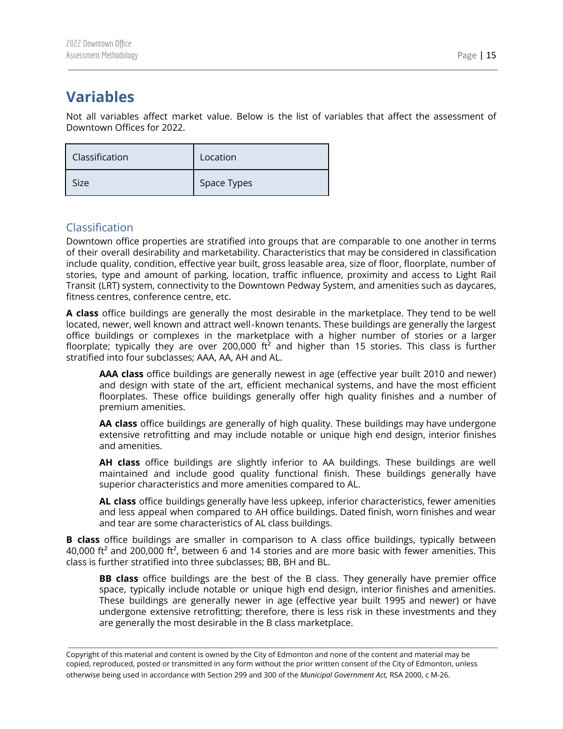# Variables

Not all variables affect market value. Below is the list of variables that affect the assessment of Downtown Offices for 2022.

| Classification | Location |
|---|---|
| Size | Space Types |

## Classification

Downtown office properties are stratified into groups that are comparable to one another in terms of their overall desirability and marketability. Characteristics that may be considered in classification include quality, condition, effective year built, gross leasable area, size of floor, floorplate, number of stories, type and amount of parking, location, traffic influence, proximity and access to Light Rail Transit (LRT) system, connectivity to the Downtown Pedway System, and amenities such as daycares, fitness centres, conference centre, etc.

**A class** office buildings are generally the most desirable in the marketplace. They tend to be well located, newer, well known and attract well-known tenants. These buildings are generally the largest office buildings or complexes in the marketplace with a higher number of stories or a larger floorplate; typically they are over 200,000 ft² and higher than 15 stories. This class is further stratified into four subclasses; AAA, AA, AH and AL.

> **AAA class** office buildings are generally newest in age (effective year built 2010 and newer) and design with state of the art, efficient mechanical systems, and have the most efficient floorplates. These office buildings generally offer high quality finishes and a number of premium amenities.
>
> **AA class** office buildings are generally of high quality. These buildings may have undergone extensive retrofitting and may include notable or unique high end design, interior finishes and amenities.
>
> **AH class** office buildings are slightly inferior to AA buildings. These buildings are well maintained and include good quality functional finish. These buildings generally have superior characteristics and more amenities compared to AL.
>
> **AL class** office buildings generally have less upkeep, inferior characteristics, fewer amenities and less appeal when compared to AH office buildings. Dated finish, worn finishes and wear and tear are some characteristics of AL class buildings.

**B class** office buildings are smaller in comparison to A class office buildings, typically between 40,000 ft² and 200,000 ft², between 6 and 14 stories and are more basic with fewer amenities. This class is further stratified into three subclasses; BB, BH and BL.

> **BB class** office buildings are the best of the B class. They generally have premier office space, typically include notable or unique high end design, interior finishes and amenities. These buildings are generally newer in age (effective year built 1995 and newer) or have undergone extensive retrofitting; therefore, there is less risk in these investments and they are generally the most desirable in the B class marketplace.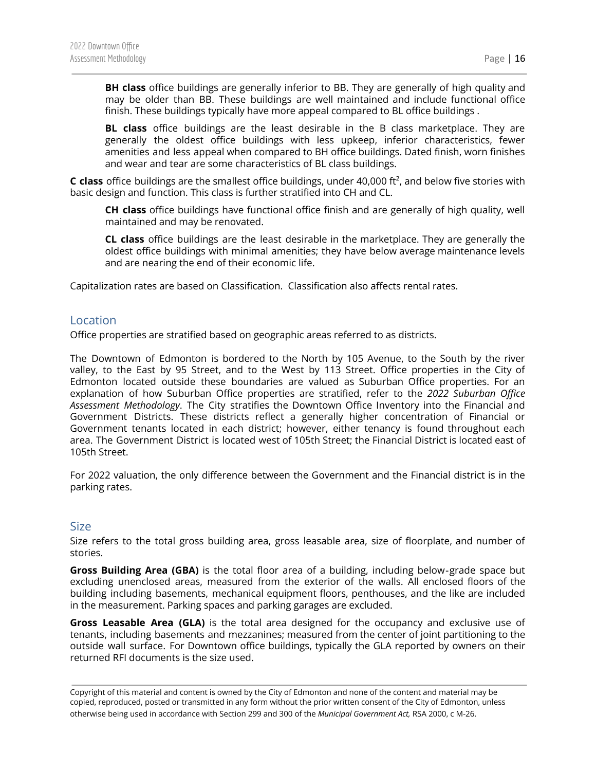**BH class** office buildings are generally inferior to BB. They are generally of high quality and may be older than BB. These buildings are well maintained and include functional office finish. These buildings typically have more appeal compared to BL office buildings .

**BL class** office buildings are the least desirable in the B class marketplace. They are generally the oldest office buildings with less upkeep, inferior characteristics, fewer amenities and less appeal when compared to BH office buildings. Dated finish, worn finishes and wear and tear are some characteristics of BL class buildings.

**C class** office buildings are the smallest office buildings, under 40,000 ft$^2$, and below five stories with basic design and function. This class is further stratified into CH and CL.

**CH class** office buildings have functional office finish and are generally of high quality, well maintained and may be renovated.

**CL class** office buildings are the least desirable in the marketplace. They are generally the oldest office buildings with minimal amenities; they have below average maintenance levels and are nearing the end of their economic life.

Capitalization rates are based on Classification. Classification also affects rental rates.

## Location

Office properties are stratified based on geographic areas referred to as districts.

The Downtown of Edmonton is bordered to the North by 105 Avenue, to the South by the river valley, to the East by 95 Street, and to the West by 113 Street. Office properties in the City of Edmonton located outside these boundaries are valued as Suburban Office properties. For an explanation of how Suburban Office properties are stratified, refer to the *2022 Suburban Office Assessment Methodology*. The City stratifies the Downtown Office Inventory into the Financial and Government Districts. These districts reflect a generally higher concentration of Financial or Government tenants located in each district; however, either tenancy is found throughout each area. The Government District is located west of 105th Street; the Financial District is located east of 105th Street.

For 2022 valuation, the only difference between the Government and the Financial district is in the parking rates.

## Size

Size refers to the total gross building area, gross leasable area, size of floorplate, and number of stories.

**Gross Building Area (GBA)** is the total floor area of a building, including below-grade space but excluding unenclosed areas, measured from the exterior of the walls. All enclosed floors of the building including basements, mechanical equipment floors, penthouses, and the like are included in the measurement. Parking spaces and parking garages are excluded.

**Gross Leasable Area (GLA)** is the total area designed for the occupancy and exclusive use of tenants, including basements and mezzanines; measured from the center of joint partitioning to the outside wall surface. For Downtown office buildings, typically the GLA reported by owners on their returned RFI documents is the size used.

Copyright of this material and content is owned by the City of Edmonton and none of the content and material may be copied, reproduced, posted or transmitted in any form without the prior written consent of the City of Edmonton, unless otherwise being used in accordance with Section 299 and 300 of the *Municipal Government Act,* RSA 2000, c M-26.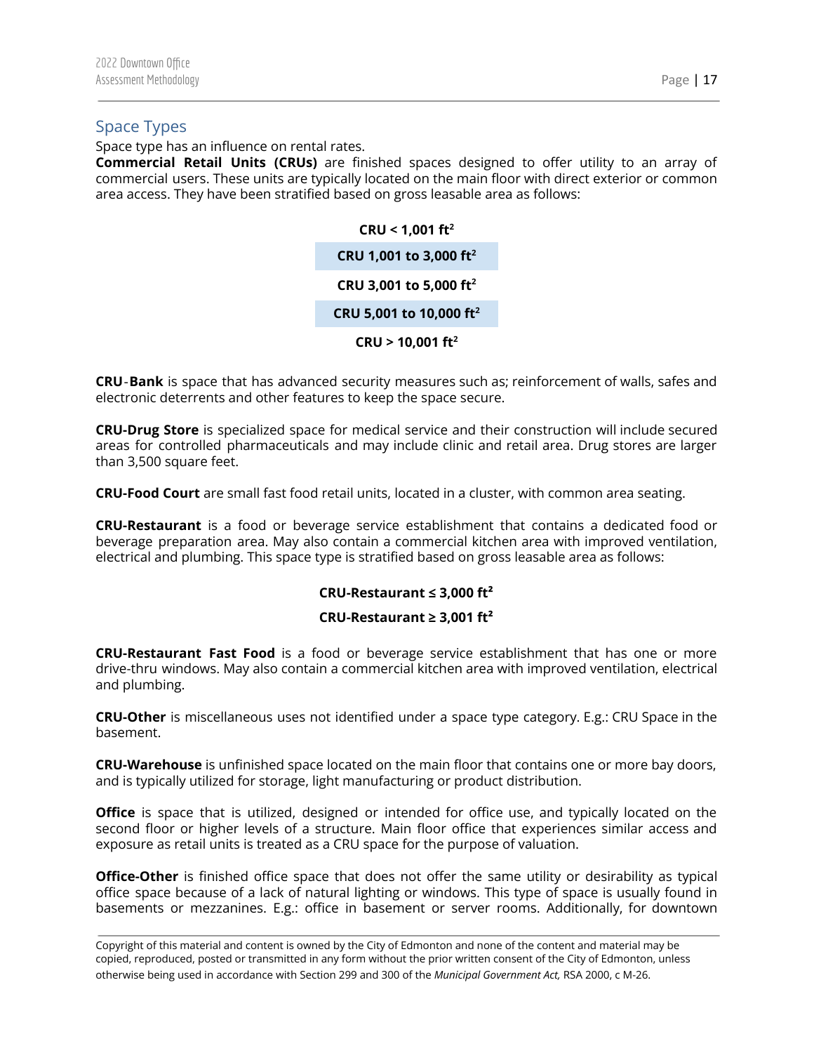## Space Types

Space type has an influence on rental rates.

**Commercial Retail Units (CRUs)** are finished spaces designed to offer utility to an array of commercial users. These units are typically located on the main floor with direct exterior or common area access. They have been stratified based on gross leasable area as follows:

| CRU < 1,001 ft$^2$ |
|---|
| CRU 1,001 to 3,000 ft$^2$ |
| CRU 3,001 to 5,000 ft$^2$ |
| CRU 5,001 to 10,000 ft$^2$ |
| CRU > 10,001 ft$^2$ |

**CRU-Bank** is space that has advanced security measures such as; reinforcement of walls, safes and electronic deterrents and other features to keep the space secure.

**CRU-Drug Store** is specialized space for medical service and their construction will include secured areas for controlled pharmaceuticals and may include clinic and retail area. Drug stores are larger than 3,500 square feet.

**CRU-Food Court** are small fast food retail units, located in a cluster, with common area seating.

**CRU-Restaurant** is a food or beverage service establishment that contains a dedicated food or beverage preparation area. May also contain a commercial kitchen area with improved ventilation, electrical and plumbing. This space type is stratified based on gross leasable area as follows:

**CRU-Restaurant ≤ 3,000 ft$^2$**

**CRU-Restaurant ≥ 3,001 ft$^2$**

**CRU-Restaurant Fast Food** is a food or beverage service establishment that has one or more drive-thru windows. May also contain a commercial kitchen area with improved ventilation, electrical and plumbing.

**CRU-Other** is miscellaneous uses not identified under a space type category. E.g.: CRU Space in the basement.

**CRU-Warehouse** is unfinished space located on the main floor that contains one or more bay doors, and is typically utilized for storage, light manufacturing or product distribution.

**Office** is space that is utilized, designed or intended for office use, and typically located on the second floor or higher levels of a structure. Main floor office that experiences similar access and exposure as retail units is treated as a CRU space for the purpose of valuation.

**Office-Other** is finished office space that does not offer the same utility or desirability as typical office space because of a lack of natural lighting or windows. This type of space is usually found in basements or mezzanines. E.g.: office in basement or server rooms. Additionally, for downtown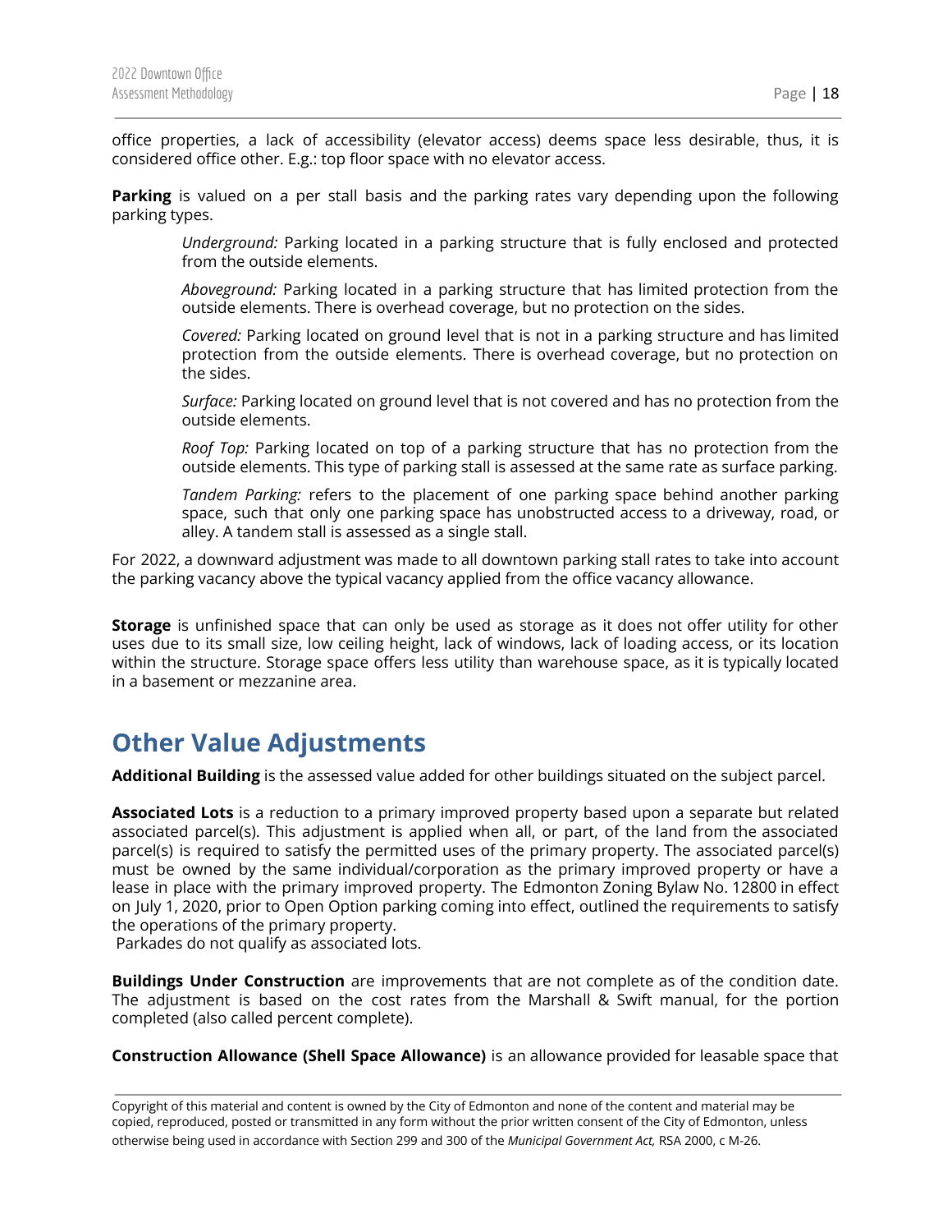office properties, a lack of accessibility (elevator access) deems space less desirable, thus, it is considered office other. E.g.: top floor space with no elevator access.

**Parking** is valued on a per stall basis and the parking rates vary depending upon the following parking types.

> *Underground:* Parking located in a parking structure that is fully enclosed and protected from the outside elements.
>
> *Aboveground:* Parking located in a parking structure that has limited protection from the outside elements. There is overhead coverage, but no protection on the sides.
>
> *Covered:* Parking located on ground level that is not in a parking structure and has limited protection from the outside elements. There is overhead coverage, but no protection on the sides.
>
> *Surface:* Parking located on ground level that is not covered and has no protection from the outside elements.
>
> *Roof Top:* Parking located on top of a parking structure that has no protection from the outside elements. This type of parking stall is assessed at the same rate as surface parking.
>
> *Tandem Parking:* refers to the placement of one parking space behind another parking space, such that only one parking space has unobstructed access to a driveway, road, or alley. A tandem stall is assessed as a single stall.

For 2022, a downward adjustment was made to all downtown parking stall rates to take into account the parking vacancy above the typical vacancy applied from the office vacancy allowance.

**Storage** is unfinished space that can only be used as storage as it does not offer utility for other uses due to its small size, low ceiling height, lack of windows, lack of loading access, or its location within the structure. Storage space offers less utility than warehouse space, as it is typically located in a basement or mezzanine area.

## Other Value Adjustments

**Additional Building** is the assessed value added for other buildings situated on the subject parcel.

**Associated Lots** is a reduction to a primary improved property based upon a separate but related associated parcel(s). This adjustment is applied when all, or part, of the land from the associated parcel(s) is required to satisfy the permitted uses of the primary property. The associated parcel(s) must be owned by the same individual/corporation as the primary improved property or have a lease in place with the primary improved property. The Edmonton Zoning Bylaw No. 12800 in effect on July 1, 2020, prior to Open Option parking coming into effect, outlined the requirements to satisfy the operations of the primary property.
Parkades do not qualify as associated lots.

**Buildings Under Construction** are improvements that are not complete as of the condition date. The adjustment is based on the cost rates from the Marshall & Swift manual, for the portion completed (also called percent complete).

**Construction Allowance (Shell Space Allowance)** is an allowance provided for leasable space that

Copyright of this material and content is owned by the City of Edmonton and none of the content and material may be copied, reproduced, posted or transmitted in any form without the prior written consent of the City of Edmonton, unless otherwise being used in accordance with Section 299 and 300 of the *Municipal Government Act,* RSA 2000, c M-26.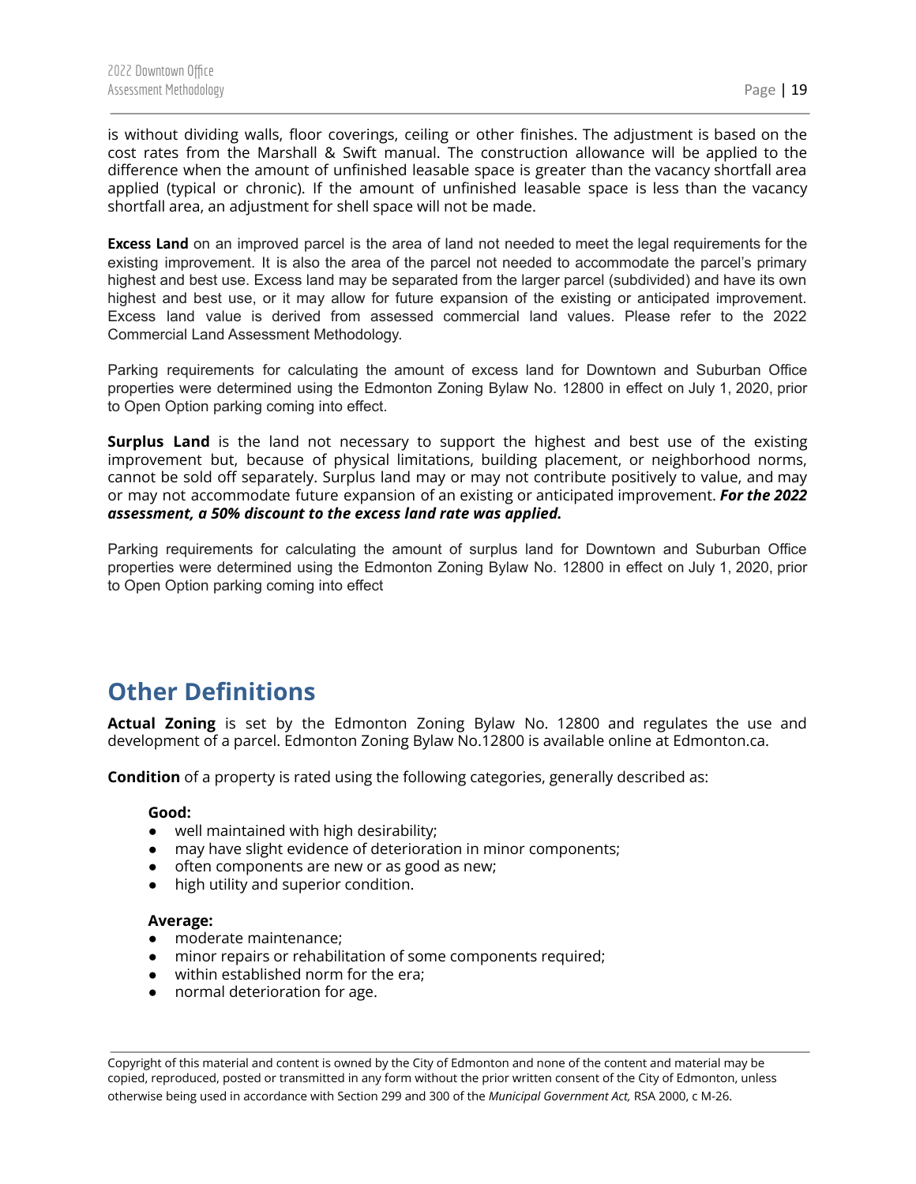is without dividing walls, floor coverings, ceiling or other finishes. The adjustment is based on the cost rates from the Marshall & Swift manual. The construction allowance will be applied to the difference when the amount of unfinished leasable space is greater than the vacancy shortfall area applied (typical or chronic). If the amount of unfinished leasable space is less than the vacancy shortfall area, an adjustment for shell space will not be made.

**Excess Land** on an improved parcel is the area of land not needed to meet the legal requirements for the existing improvement. It is also the area of the parcel not needed to accommodate the parcel's primary highest and best use. Excess land may be separated from the larger parcel (subdivided) and have its own highest and best use, or it may allow for future expansion of the existing or anticipated improvement. Excess land value is derived from assessed commercial land values. Please refer to the 2022 Commercial Land Assessment Methodology.

Parking requirements for calculating the amount of excess land for Downtown and Suburban Office properties were determined using the Edmonton Zoning Bylaw No. 12800 in effect on July 1, 2020, prior to Open Option parking coming into effect.

**Surplus Land** is the land not necessary to support the highest and best use of the existing improvement but, because of physical limitations, building placement, or neighborhood norms, cannot be sold off separately. Surplus land may or may not contribute positively to value, and may or may not accommodate future expansion of an existing or anticipated improvement. ***For the 2022 assessment, a 50% discount to the excess land rate was applied.***

Parking requirements for calculating the amount of surplus land for Downtown and Suburban Office properties were determined using the Edmonton Zoning Bylaw No. 12800 in effect on July 1, 2020, prior to Open Option parking coming into effect

## Other Definitions

**Actual Zoning** is set by the Edmonton Zoning Bylaw No. 12800 and regulates the use and development of a parcel. Edmonton Zoning Bylaw No.12800 is available online at Edmonton.ca.

**Condition** of a property is rated using the following categories, generally described as:

**Good:**

- well maintained with high desirability;
- may have slight evidence of deterioration in minor components;
- often components are new or as good as new;
- high utility and superior condition.

**Average:**

- moderate maintenance;
- minor repairs or rehabilitation of some components required;
- within established norm for the era;
- normal deterioration for age.

Copyright of this material and content is owned by the City of Edmonton and none of the content and material may be copied, reproduced, posted or transmitted in any form without the prior written consent of the City of Edmonton, unless otherwise being used in accordance with Section 299 and 300 of the *Municipal Government Act,* RSA 2000, c M-26.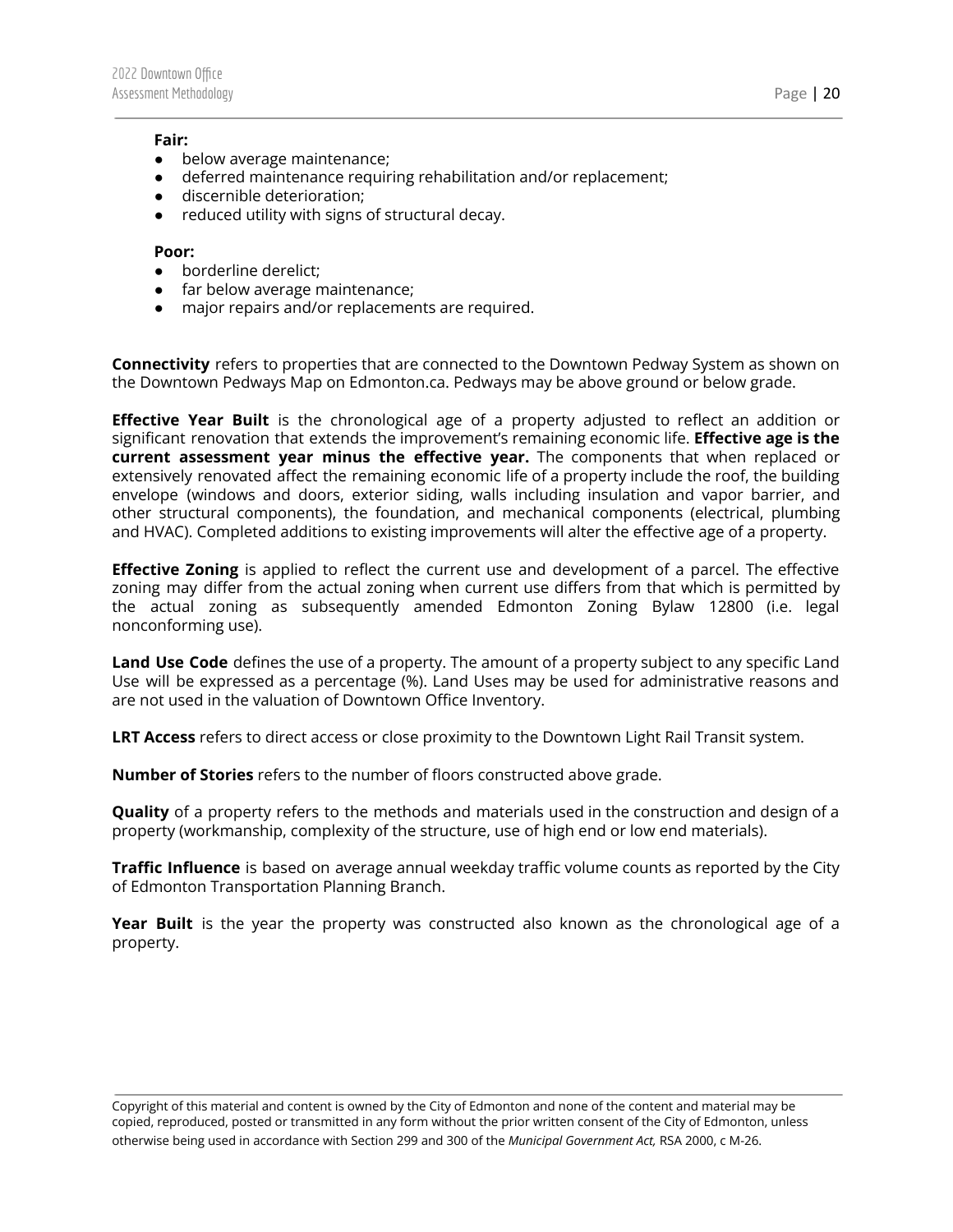**Fair:**

- below average maintenance;
- deferred maintenance requiring rehabilitation and/or replacement;
- discernible deterioration;
- reduced utility with signs of structural decay.

**Poor:**

- borderline derelict;
- far below average maintenance;
- major repairs and/or replacements are required.

**Connectivity** refers to properties that are connected to the Downtown Pedway System as shown on the Downtown Pedways Map on Edmonton.ca. Pedways may be above ground or below grade.

**Effective Year Built** is the chronological age of a property adjusted to reflect an addition or significant renovation that extends the improvement's remaining economic life. **Effective age is the current assessment year minus the effective year.** The components that when replaced or extensively renovated affect the remaining economic life of a property include the roof, the building envelope (windows and doors, exterior siding, walls including insulation and vapor barrier, and other structural components), the foundation, and mechanical components (electrical, plumbing and HVAC). Completed additions to existing improvements will alter the effective age of a property.

**Effective Zoning** is applied to reflect the current use and development of a parcel. The effective zoning may differ from the actual zoning when current use differs from that which is permitted by the actual zoning as subsequently amended Edmonton Zoning Bylaw 12800 (i.e. legal nonconforming use).

**Land Use Code** defines the use of a property. The amount of a property subject to any specific Land Use will be expressed as a percentage (%). Land Uses may be used for administrative reasons and are not used in the valuation of Downtown Office Inventory.

**LRT Access** refers to direct access or close proximity to the Downtown Light Rail Transit system.

**Number of Stories** refers to the number of floors constructed above grade.

**Quality** of a property refers to the methods and materials used in the construction and design of a property (workmanship, complexity of the structure, use of high end or low end materials).

**Traffic Influence** is based on average annual weekday traffic volume counts as reported by the City of Edmonton Transportation Planning Branch.

**Year Built** is the year the property was constructed also known as the chronological age of a property.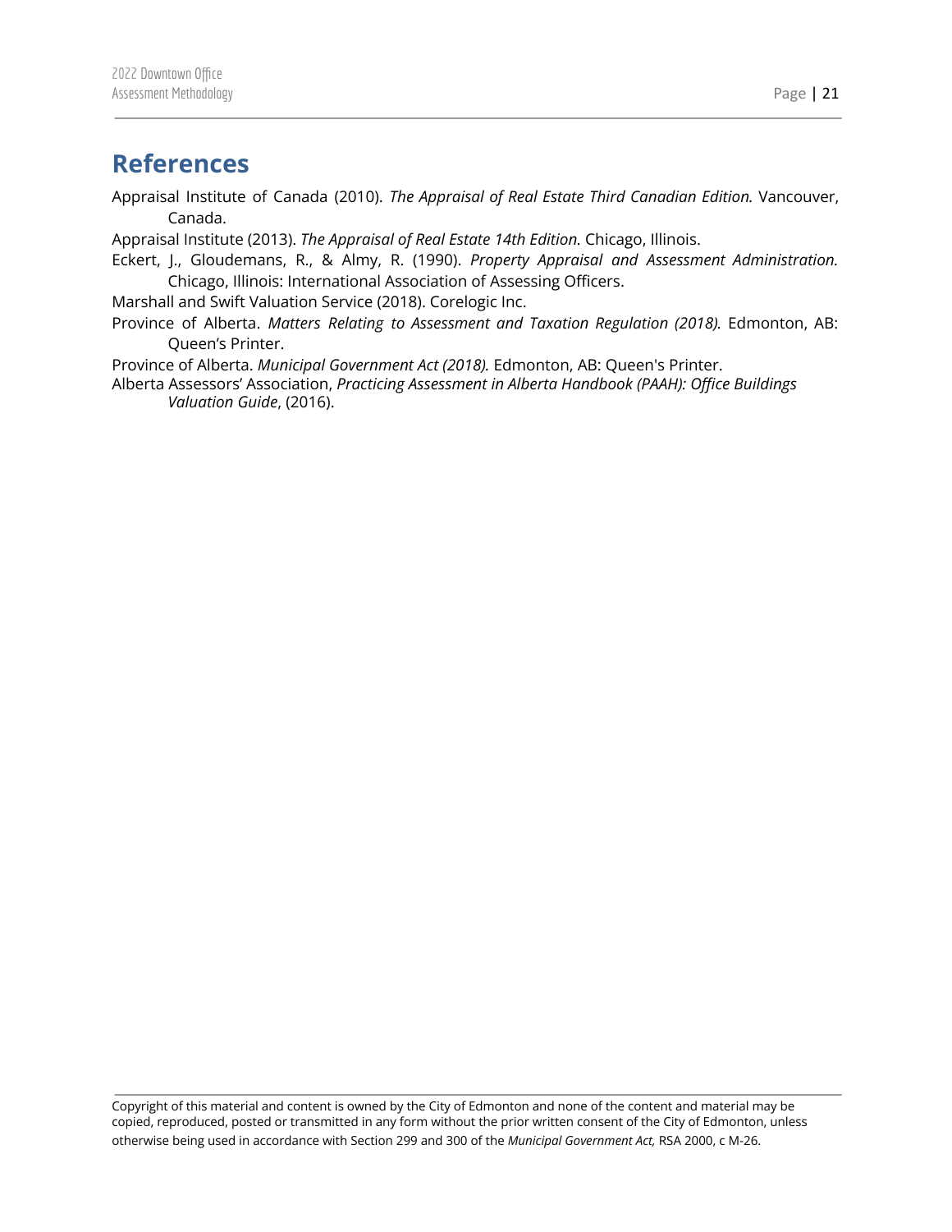# References

Appraisal Institute of Canada (2010). *The Appraisal of Real Estate Third Canadian Edition.* Vancouver, Canada.

Appraisal Institute (2013). *The Appraisal of Real Estate 14th Edition.* Chicago, Illinois.

Eckert, J., Gloudemans, R., & Almy, R. (1990). *Property Appraisal and Assessment Administration.* Chicago, Illinois: International Association of Assessing Officers.

Marshall and Swift Valuation Service (2018). Corelogic Inc.

Province of Alberta. *Matters Relating to Assessment and Taxation Regulation (2018).* Edmonton, AB: Queen's Printer.

Province of Alberta. *Municipal Government Act (2018).* Edmonton, AB: Queen's Printer.

Alberta Assessors' Association, *Practicing Assessment in Alberta Handbook (PAAH): Office Buildings Valuation Guide*, (2016).

Copyright of this material and content is owned by the City of Edmonton and none of the content and material may be copied, reproduced, posted or transmitted in any form without the prior written consent of the City of Edmonton, unless otherwise being used in accordance with Section 299 and 300 of the *Municipal Government Act,* RSA 2000, c M-26.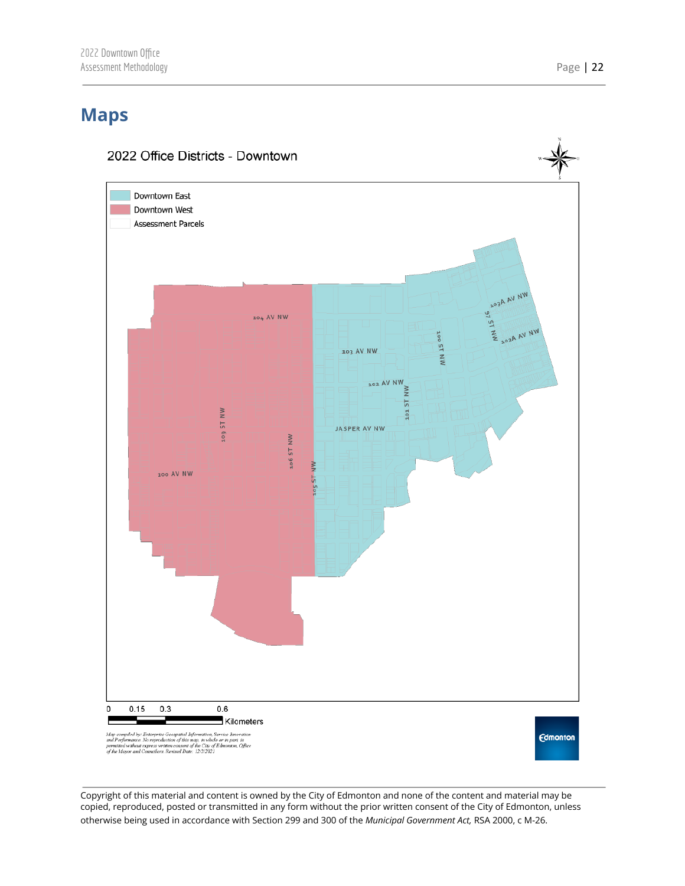## Maps

2022 Office Districts - Downtown

Downtown East
Downtown West
Assessment Parcels

104 AV NW
103 AV NW
102 AV NW
JASPER AV NW
100 AV NW
103A AV NW
102A AV NW
97 ST NW
100 ST NW
101 ST NW
105 ST NW
106 ST NW
109 ST NW

0 0.15 0.3 0.6
Kilometers

Map compiled by: Enterprise Geospatial Information, Service Innovation and Performance. No reproduction of this map, in whole or in part, is permitted without express written consent of the City of Edmonton, Office of the Mayor and Councilors. Revised Date: 12/2/2021

Edmonton

Copyright of this material and content is owned by the City of Edmonton and none of the content and material may be copied, reproduced, posted or transmitted in any form without the prior written consent of the City of Edmonton, unless otherwise being used in accordance with Section 299 and 300 of the *Municipal Government Act,* RSA 2000, c M-26.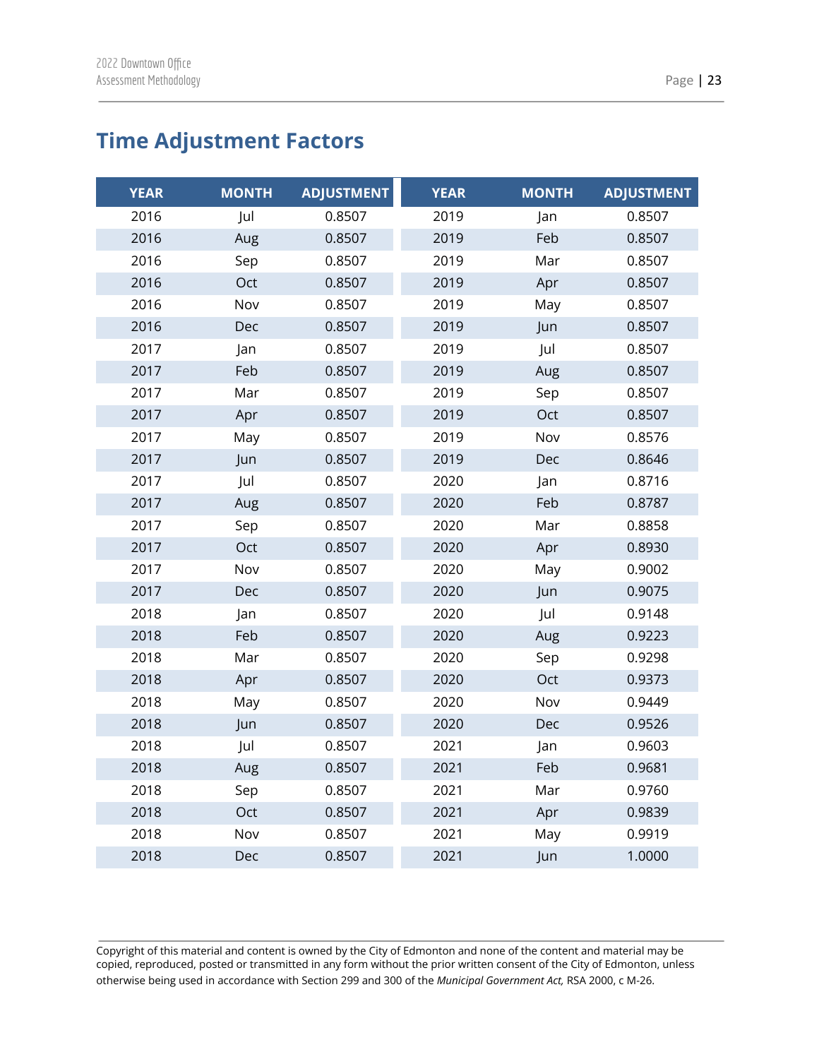## Time Adjustment Factors

| YEAR | MONTH | ADJUSTMENT | YEAR | MONTH | ADJUSTMENT |
|---|---|---|---|---|---|
| 2016 | Jul | 0.8507 | 2019 | Jan | 0.8507 |
| 2016 | Aug | 0.8507 | 2019 | Feb | 0.8507 |
| 2016 | Sep | 0.8507 | 2019 | Mar | 0.8507 |
| 2016 | Oct | 0.8507 | 2019 | Apr | 0.8507 |
| 2016 | Nov | 0.8507 | 2019 | May | 0.8507 |
| 2016 | Dec | 0.8507 | 2019 | Jun | 0.8507 |
| 2017 | Jan | 0.8507 | 2019 | Jul | 0.8507 |
| 2017 | Feb | 0.8507 | 2019 | Aug | 0.8507 |
| 2017 | Mar | 0.8507 | 2019 | Sep | 0.8507 |
| 2017 | Apr | 0.8507 | 2019 | Oct | 0.8507 |
| 2017 | May | 0.8507 | 2019 | Nov | 0.8576 |
| 2017 | Jun | 0.8507 | 2019 | Dec | 0.8646 |
| 2017 | Jul | 0.8507 | 2020 | Jan | 0.8716 |
| 2017 | Aug | 0.8507 | 2020 | Feb | 0.8787 |
| 2017 | Sep | 0.8507 | 2020 | Mar | 0.8858 |
| 2017 | Oct | 0.8507 | 2020 | Apr | 0.8930 |
| 2017 | Nov | 0.8507 | 2020 | May | 0.9002 |
| 2017 | Dec | 0.8507 | 2020 | Jun | 0.9075 |
| 2018 | Jan | 0.8507 | 2020 | Jul | 0.9148 |
| 2018 | Feb | 0.8507 | 2020 | Aug | 0.9223 |
| 2018 | Mar | 0.8507 | 2020 | Sep | 0.9298 |
| 2018 | Apr | 0.8507 | 2020 | Oct | 0.9373 |
| 2018 | May | 0.8507 | 2020 | Nov | 0.9449 |
| 2018 | Jun | 0.8507 | 2020 | Dec | 0.9526 |
| 2018 | Jul | 0.8507 | 2021 | Jan | 0.9603 |
| 2018 | Aug | 0.8507 | 2021 | Feb | 0.9681 |
| 2018 | Sep | 0.8507 | 2021 | Mar | 0.9760 |
| 2018 | Oct | 0.8507 | 2021 | Apr | 0.9839 |
| 2018 | Nov | 0.8507 | 2021 | May | 0.9919 |
| 2018 | Dec | 0.8507 | 2021 | Jun | 1.0000 |

Copyright of this material and content is owned by the City of Edmonton and none of the content and material may be copied, reproduced, posted or transmitted in any form without the prior written consent of the City of Edmonton, unless otherwise being used in accordance with Section 299 and 300 of the *Municipal Government Act,* RSA 2000, c M-26.